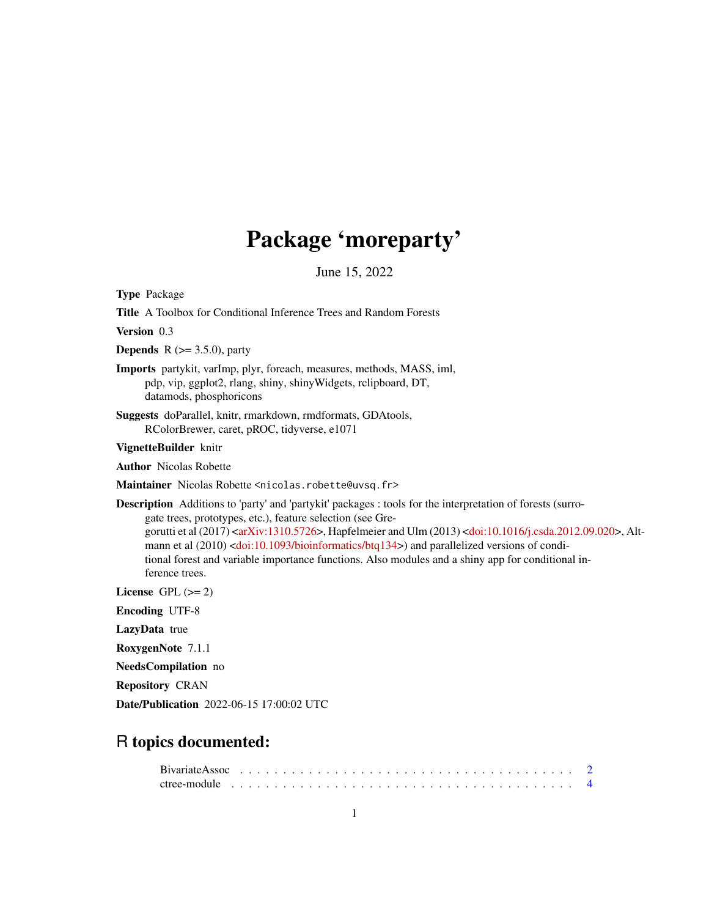# Package 'moreparty'

June 15, 2022

**Type** Package

**Title** A Toolbox for Conditional Inference Trees and Random Forests

**Version** 0.3

**Depends** R (>= 3.5.0), party

**Imports** partykit, varImp, plyr, foreach, measures, methods, MASS, iml, pdp, vip, ggplot2, rlang, shiny, shinyWidgets, rclipboard, DT, datamods, phosphoricons

**Suggests** doParallel, knitr, rmarkdown, rmdformats, GDAtools, RColorBrewer, caret, pROC, tidyverse, e1071

**VignetteBuilder** knitr

**Author** Nicolas Robette

**Maintainer** Nicolas Robette <nicolas.robette@uvsq.fr>

**Description** Additions to 'party' and 'partykit' packages : tools for the interpretation of forests (surrogate trees, prototypes, etc.), feature selection (see Gregorutti et al (2017) <arXiv:1310.5726>, Hapfelmeier and Ulm (2013) <doi:10.1016/j.csda.2012.09.020>, Altmann et al (2010) <doi:10.1093/bioinformatics/btq134>) and parallelized versions of conditional forest and variable importance functions. Also modules and a shiny app for conditional inference trees.

**License** GPL (>= 2)

**Encoding** UTF-8

**LazyData** true

**RoxygenNote** 7.1.1

**NeedsCompilation** no

**Repository** CRAN

**Date/Publication** 2022-06-15 17:00:02 UTC

## R topics documented:

BivariateAssoc . . . . . . . . . . . . . . . . . . . . . . . . . . . . . . . . . . . . . . 2
ctree-module . . . . . . . . . . . . . . . . . . . . . . . . . . . . . . . . . . . . . . . 4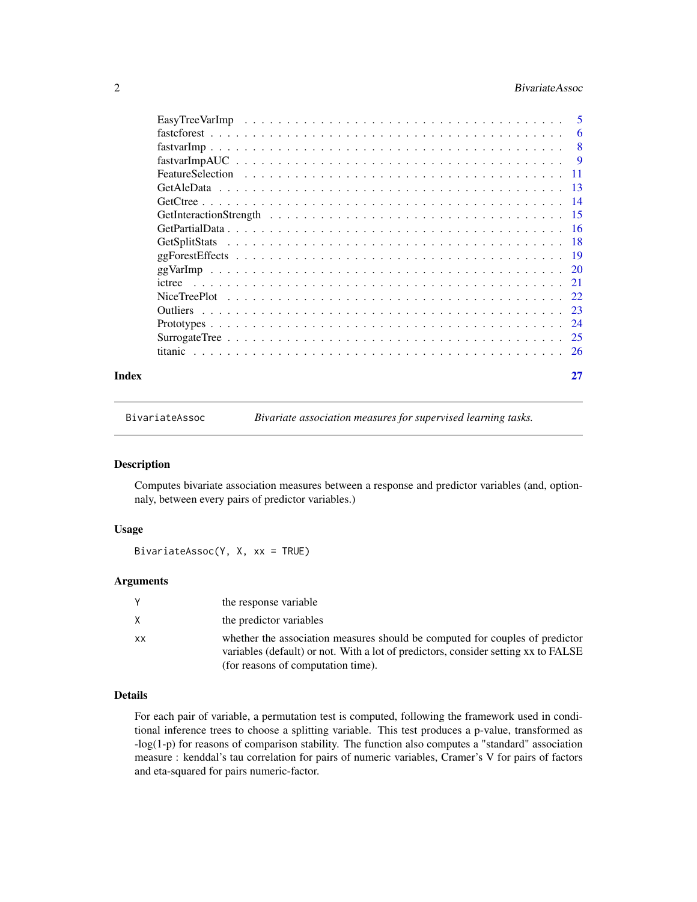| | |
|---|---|
| EasyTreeVarImp | 5 |
| fastcforest | 6 |
| fastvarImp | 8 |
| fastvarImpAUC | 9 |
| FeatureSelection | 11 |
| GetAleData | 13 |
| GetCtree | 14 |
| GetInteractionStrength | 15 |
| GetPartialData | 16 |
| GetSplitStats | 18 |
| ggForestEffects | 19 |
| ggVarImp | 20 |
| ictree | 21 |
| NiceTreePlot | 22 |
| Outliers | 23 |
| Prototypes | 24 |
| SurrogateTree | 25 |
| titanic | 26 |

**Index** **27**

---

`BivariateAssoc` *Bivariate association measures for supervised learning tasks.*

---

## Description

Computes bivariate association measures between a response and predictor variables (and, optionnaly, between every pairs of predictor variables.)

## Usage

```
BivariateAssoc(Y, X, xx = TRUE)
```

## Arguments

| | |
|---|---|
| `Y` | the response variable |
| `X` | the predictor variables |
| `xx` | whether the association measures should be computed for couples of predictor variables (default) or not. With a lot of predictors, consider setting xx to FALSE (for reasons of computation time). |

## Details

For each pair of variable, a permutation test is computed, following the framework used in conditional inference trees to choose a splitting variable. This test produces a p-value, transformed as -log(1-p) for reasons of comparison stability. The function also computes a "standard" association measure : kenddal's tau correlation for pairs of numeric variables, Cramer's V for pairs of factors and eta-squared for pairs numeric-factor.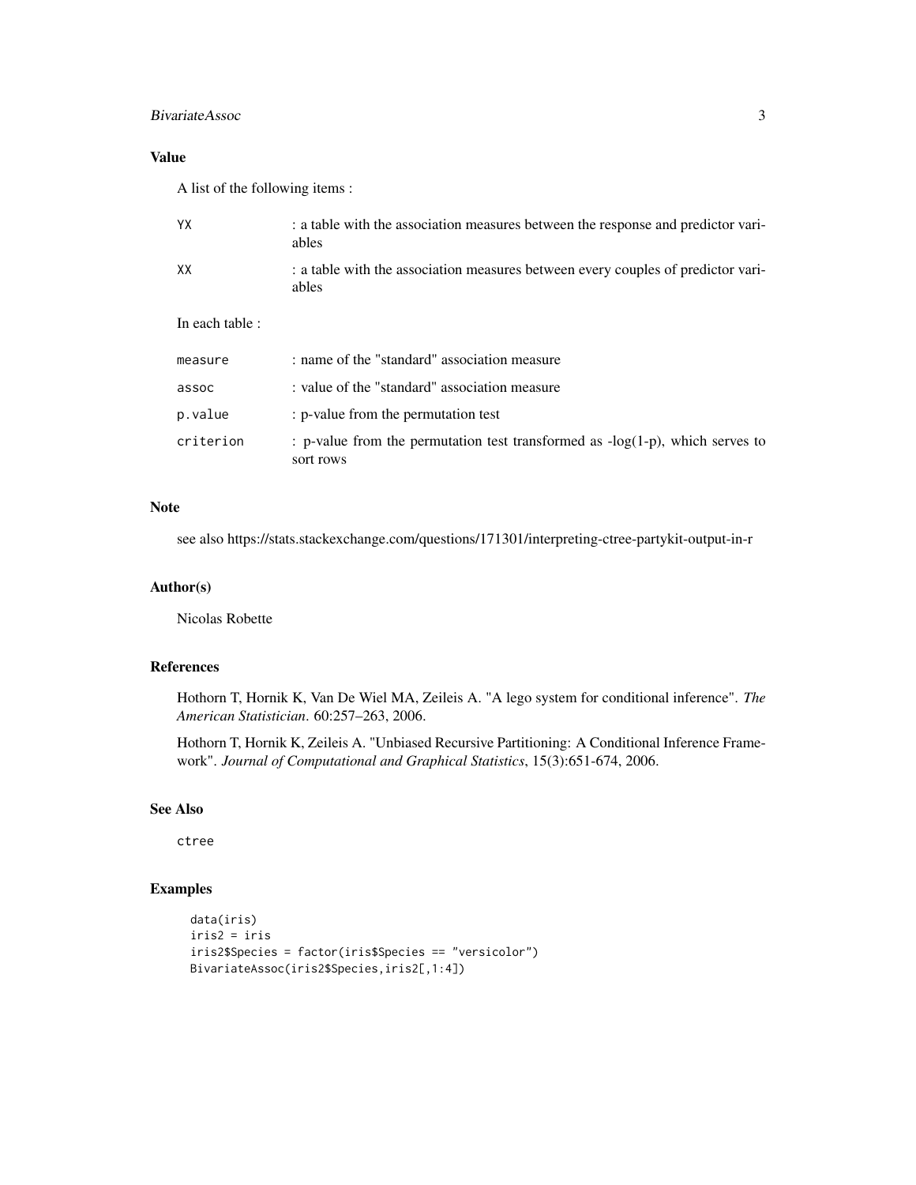## Value

A list of the following items :

| | |
|---|---|
| YX | : a table with the association measures between the response and predictor variables |
| XX | : a table with the association measures between every couples of predictor variables |

In each table :

| | |
|---|---|
| measure | : name of the "standard" association measure |
| assoc | : value of the "standard" association measure |
| p.value | : p-value from the permutation test |
| criterion | : p-value from the permutation test transformed as -log(1-p), which serves to sort rows |

## Note

see also https://stats.stackexchange.com/questions/171301/interpreting-ctree-partykit-output-in-r

## Author(s)

Nicolas Robette

## References

Hothorn T, Hornik K, Van De Wiel MA, Zeileis A. "A lego system for conditional inference". *The American Statistician*. 60:257–263, 2006.

Hothorn T, Hornik K, Zeileis A. "Unbiased Recursive Partitioning: A Conditional Inference Framework". *Journal of Computational and Graphical Statistics*, 15(3):651-674, 2006.

## See Also

ctree

## Examples

```
data(iris)
iris2 = iris
iris2$Species = factor(iris$Species == "versicolor")
BivariateAssoc(iris2$Species,iris2[,1:4])
```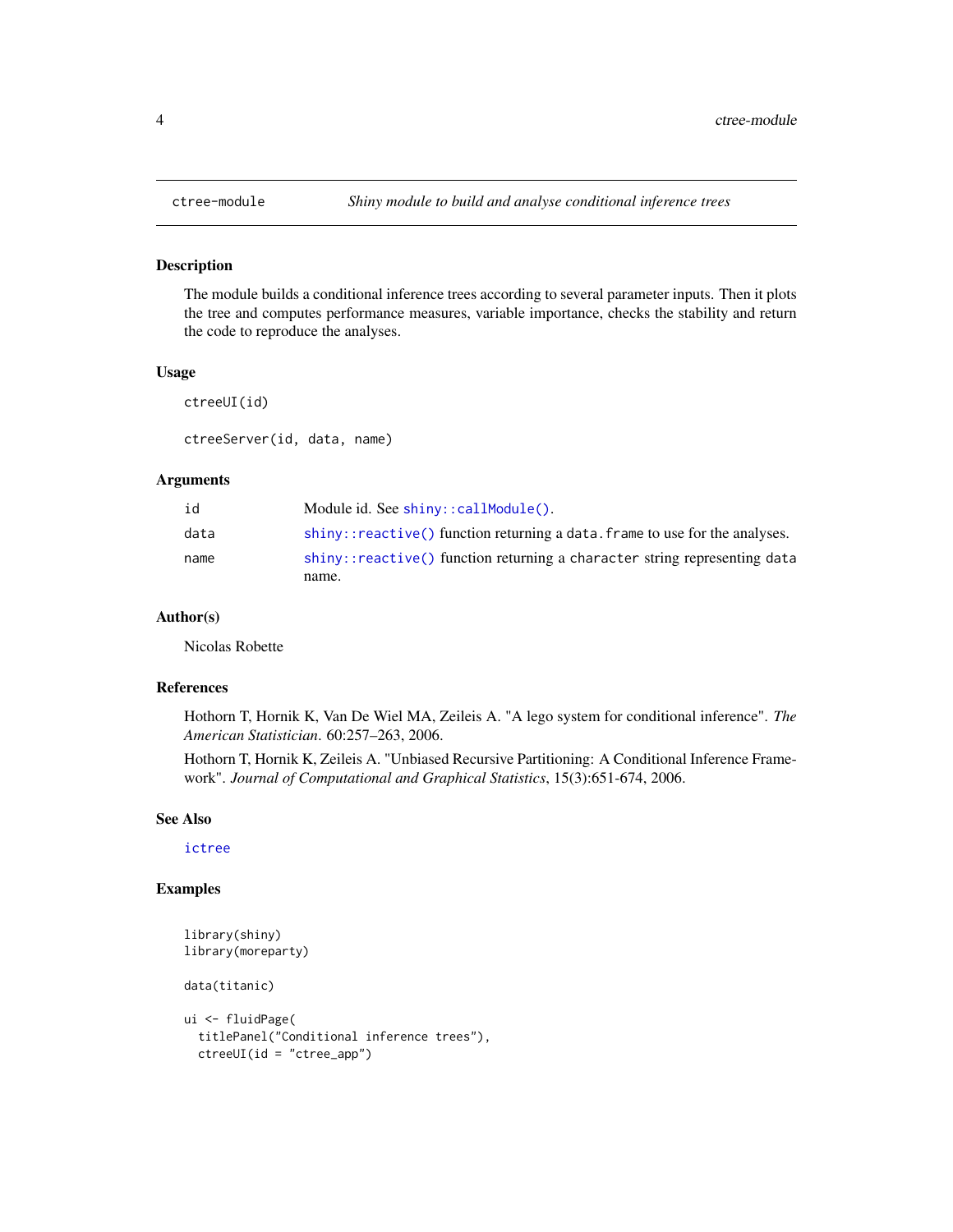# ctree-module — *Shiny module to build and analyse conditional inference trees*

## Description

The module builds a conditional inference trees according to several parameter inputs. Then it plots the tree and computes performance measures, variable importance, checks the stability and return the code to reproduce the analyses.

## Usage

```
ctreeUI(id)

ctreeServer(id, data, name)
```

## Arguments

| | |
|---|---|
| id | Module id. See `shiny::callModule()`. |
| data | `shiny::reactive()` function returning a `data.frame` to use for the analyses. |
| name | `shiny::reactive()` function returning a `character` string representing `data` name. |

## Author(s)

Nicolas Robette

## References

Hothorn T, Hornik K, Van De Wiel MA, Zeileis A. "A lego system for conditional inference". *The American Statistician*. 60:257–263, 2006.

Hothorn T, Hornik K, Zeileis A. "Unbiased Recursive Partitioning: A Conditional Inference Framework". *Journal of Computational and Graphical Statistics*, 15(3):651-674, 2006.

## See Also

`ictree`

## Examples

```
library(shiny)
library(moreparty)

data(titanic)

ui <- fluidPage(
  titlePanel("Conditional inference trees"),
  ctreeUI(id = "ctree_app")
```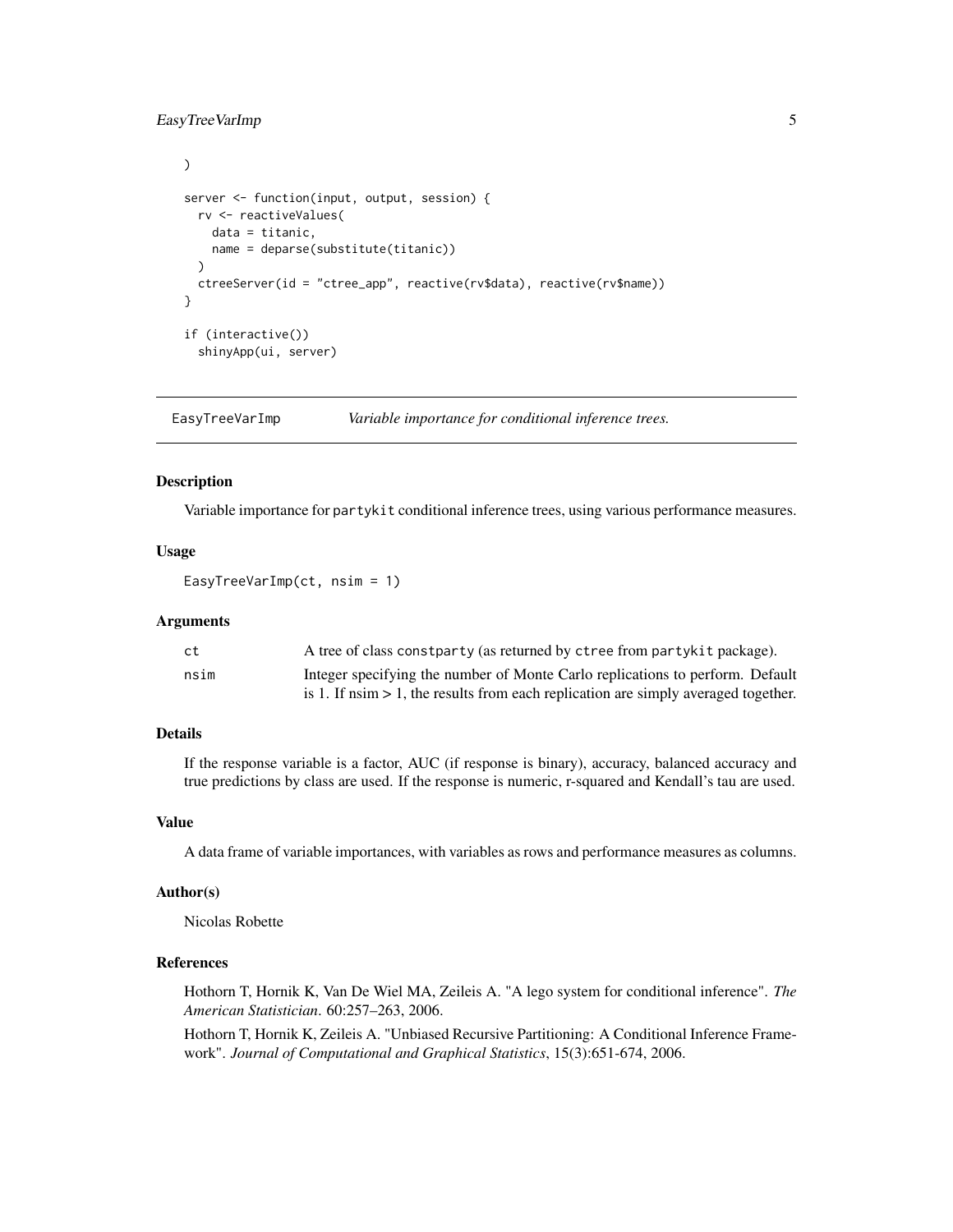```
)

server <- function(input, output, session) {
  rv <- reactiveValues(
    data = titanic,
    name = deparse(substitute(titanic))
  )
  ctreeServer(id = "ctree_app", reactive(rv$data), reactive(rv$name))
}

if (interactive())
  shinyApp(ui, server)
```

---

## EasyTreeVarImp — *Variable importance for conditional inference trees.*

---

### Description

Variable importance for `partykit` conditional inference trees, using various performance measures.

### Usage

```
EasyTreeVarImp(ct, nsim = 1)
```

### Arguments

| | |
|---|---|
| `ct` | A tree of class `constparty` (as returned by `ctree` from `partykit` package). |
| `nsim` | Integer specifying the number of Monte Carlo replications to perform. Default is 1. If nsim > 1, the results from each replication are simply averaged together. |

### Details

If the response variable is a factor, AUC (if response is binary), accuracy, balanced accuracy and true predictions by class are used. If the response is numeric, r-squared and Kendall's tau are used.

### Value

A data frame of variable importances, with variables as rows and performance measures as columns.

### Author(s)

Nicolas Robette

### References

Hothorn T, Hornik K, Van De Wiel MA, Zeileis A. "A lego system for conditional inference". *The American Statistician*. 60:257–263, 2006.

Hothorn T, Hornik K, Zeileis A. "Unbiased Recursive Partitioning: A Conditional Inference Framework". *Journal of Computational and Graphical Statistics*, 15(3):651-674, 2006.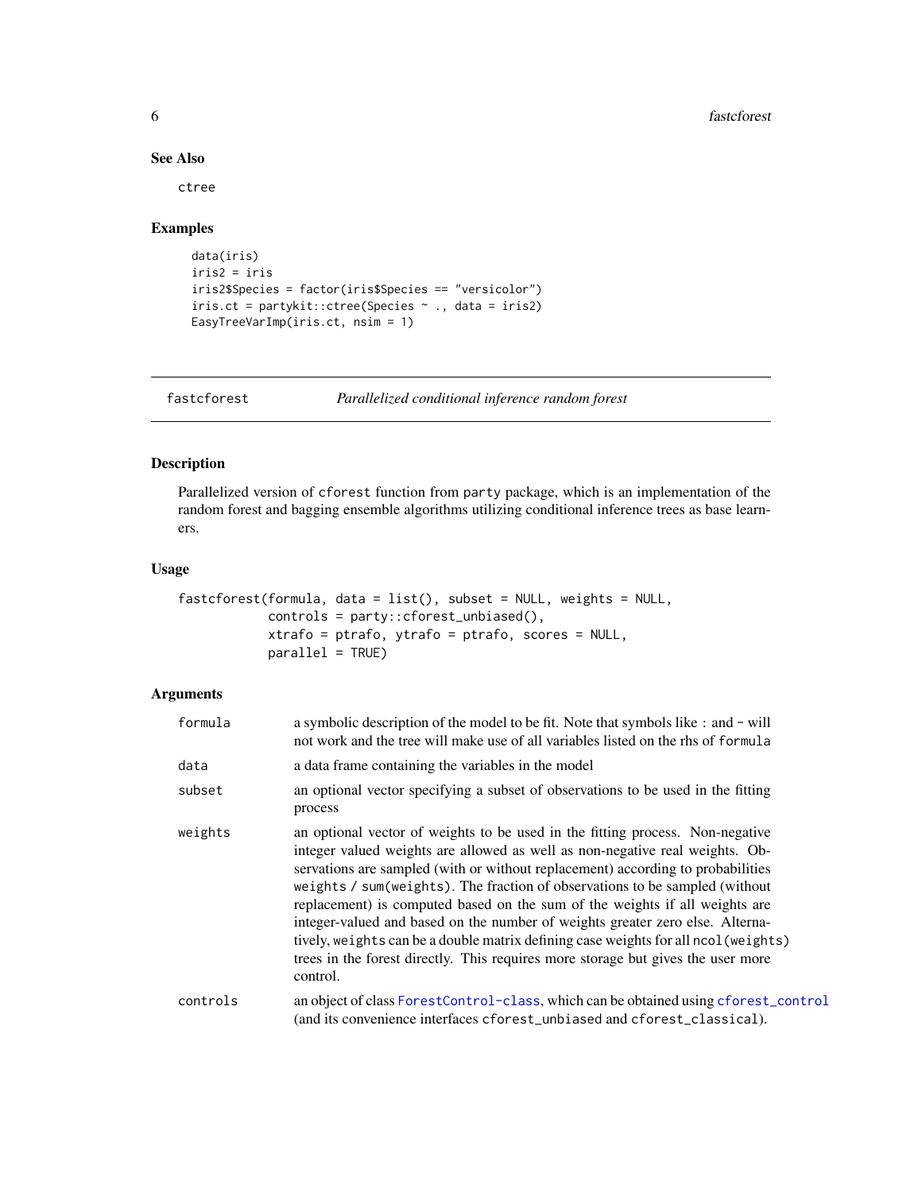### See Also

ctree

### Examples

```
data(iris)
iris2 = iris
iris2$Species = factor(iris$Species == "versicolor")
iris.ct = partykit::ctree(Species ~ ., data = iris2)
EasyTreeVarImp(iris.ct, nsim = 1)
```

---

## fastcforest — *Parallelized conditional inference random forest*

### Description

Parallelized version of cforest function from party package, which is an implementation of the random forest and bagging ensemble algorithms utilizing conditional inference trees as base learners.

### Usage

```
fastcforest(formula, data = list(), subset = NULL, weights = NULL,
            controls = party::cforest_unbiased(),
            xtrafo = ptrafo, ytrafo = ptrafo, scores = NULL,
            parallel = TRUE)
```

### Arguments

| | |
|---|---|
| formula | a symbolic description of the model to be fit. Note that symbols like : and - will not work and the tree will make use of all variables listed on the rhs of formula |
| data | a data frame containing the variables in the model |
| subset | an optional vector specifying a subset of observations to be used in the fitting process |
| weights | an optional vector of weights to be used in the fitting process. Non-negative integer valued weights are allowed as well as non-negative real weights. Observations are sampled (with or without replacement) according to probabilities weights / sum(weights). The fraction of observations to be sampled (without replacement) is computed based on the sum of the weights if all weights are integer-valued and based on the number of weights greater zero else. Alternatively, weights can be a double matrix defining case weights for all ncol(weights) trees in the forest directly. This requires more storage but gives the user more control. |
| controls | an object of class ForestControl-class, which can be obtained using cforest_control (and its convenience interfaces cforest_unbiased and cforest_classical). |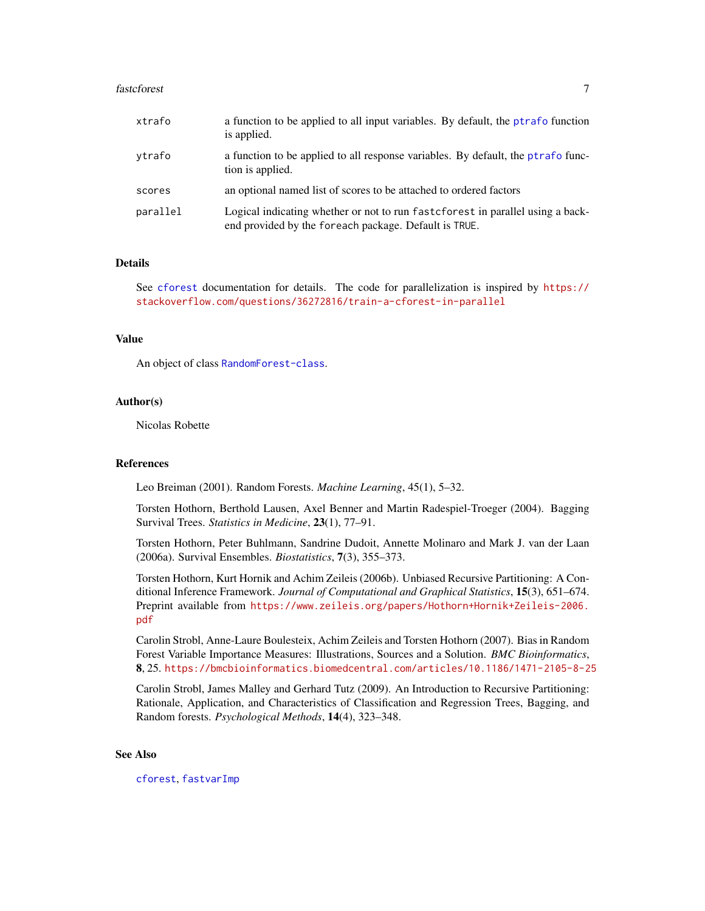| | |
|---|---|
| xtrafo | a function to be applied to all input variables. By default, the ptrafo function is applied. |
| ytrafo | a function to be applied to all response variables. By default, the ptrafo function is applied. |
| scores | an optional named list of scores to be attached to ordered factors |
| parallel | Logical indicating whether or not to run fastcforest in parallel using a backend provided by the foreach package. Default is TRUE. |

## Details

See cforest documentation for details. The code for parallelization is inspired by https://stackoverflow.com/questions/36272816/train-a-cforest-in-parallel

## Value

An object of class RandomForest-class.

## Author(s)

Nicolas Robette

## References

Leo Breiman (2001). Random Forests. *Machine Learning*, 45(1), 5–32.

Torsten Hothorn, Berthold Lausen, Axel Benner and Martin Radespiel-Troeger (2004). Bagging Survival Trees. *Statistics in Medicine*, **23**(1), 77–91.

Torsten Hothorn, Peter Buhlmann, Sandrine Dudoit, Annette Molinaro and Mark J. van der Laan (2006a). Survival Ensembles. *Biostatistics*, **7**(3), 355–373.

Torsten Hothorn, Kurt Hornik and Achim Zeileis (2006b). Unbiased Recursive Partitioning: A Conditional Inference Framework. *Journal of Computational and Graphical Statistics*, **15**(3), 651–674. Preprint available from https://www.zeileis.org/papers/Hothorn+Hornik+Zeileis-2006.pdf

Carolin Strobl, Anne-Laure Boulesteix, Achim Zeileis and Torsten Hothorn (2007). Bias in Random Forest Variable Importance Measures: Illustrations, Sources and a Solution. *BMC Bioinformatics*, **8**, 25. https://bmcbioinformatics.biomedcentral.com/articles/10.1186/1471-2105-8-25

Carolin Strobl, James Malley and Gerhard Tutz (2009). An Introduction to Recursive Partitioning: Rationale, Application, and Characteristics of Classification and Regression Trees, Bagging, and Random forests. *Psychological Methods*, **14**(4), 323–348.

## See Also

cforest, fastvarImp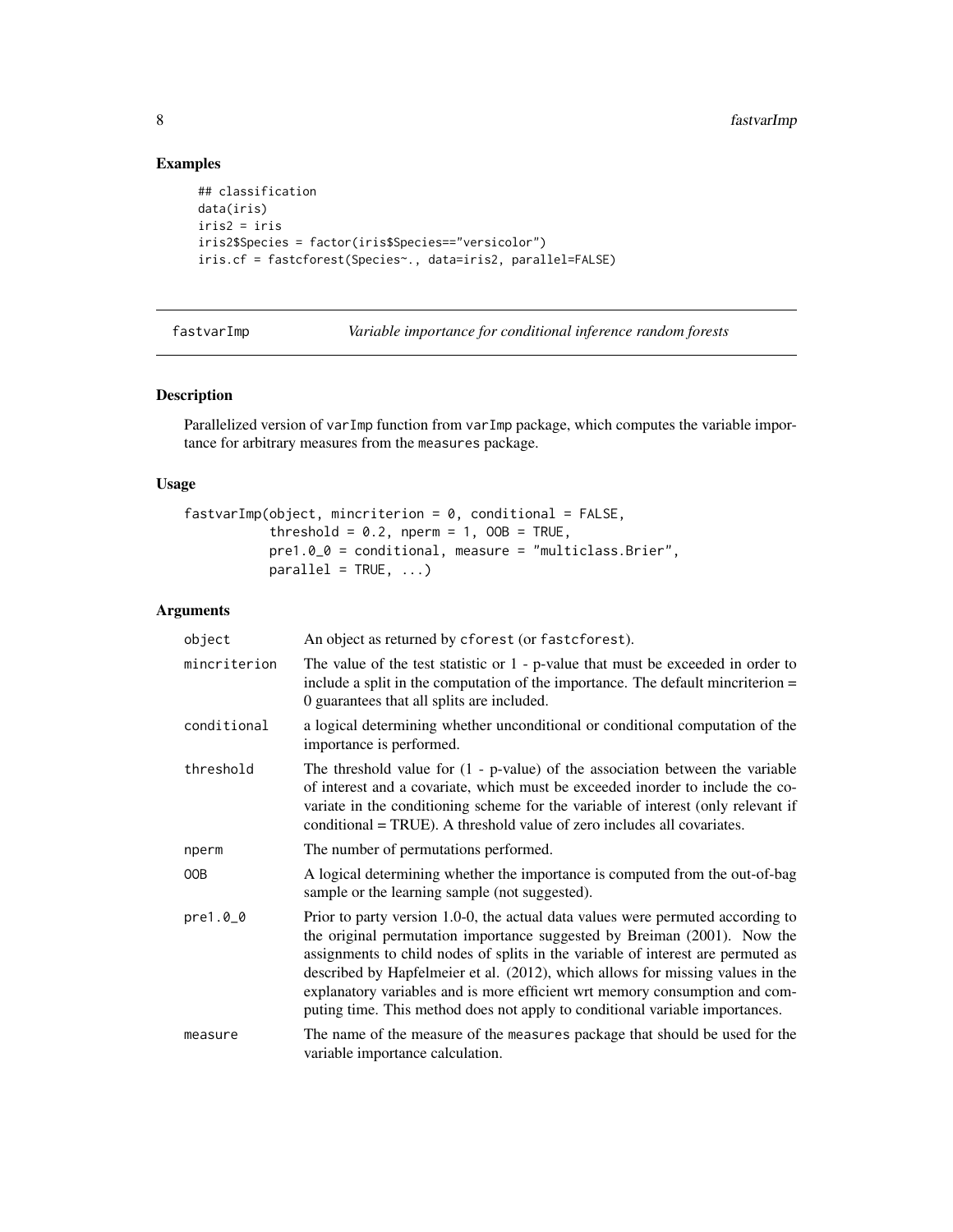## Examples

```
## classification
data(iris)
iris2 = iris
iris2$Species = factor(iris$Species=="versicolor")
iris.cf = fastcforest(Species~., data=iris2, parallel=FALSE)
```

---

## fastvarImp — *Variable importance for conditional inference random forests*

---

### Description

Parallelized version of varImp function from varImp package, which computes the variable importance for arbitrary measures from the measures package.

### Usage

```
fastvarImp(object, mincriterion = 0, conditional = FALSE,
           threshold = 0.2, nperm = 1, OOB = TRUE,
           pre1.0_0 = conditional, measure = "multiclass.Brier",
           parallel = TRUE, ...)
```

### Arguments

| Argument | Description |
|---|---|
| object | An object as returned by cforest (or fastcforest). |
| mincriterion | The value of the test statistic or 1 - p-value that must be exceeded in order to include a split in the computation of the importance. The default mincriterion = 0 guarantees that all splits are included. |
| conditional | a logical determining whether unconditional or conditional computation of the importance is performed. |
| threshold | The threshold value for (1 - p-value) of the association between the variable of interest and a covariate, which must be exceeded inorder to include the covariate in the conditioning scheme for the variable of interest (only relevant if conditional = TRUE). A threshold value of zero includes all covariates. |
| nperm | The number of permutations performed. |
| OOB | A logical determining whether the importance is computed from the out-of-bag sample or the learning sample (not suggested). |
| pre1.0_0 | Prior to party version 1.0-0, the actual data values were permuted according to the original permutation importance suggested by Breiman (2001). Now the assignments to child nodes of splits in the variable of interest are permuted as described by Hapfelmeier et al. (2012), which allows for missing values in the explanatory variables and is more efficient wrt memory consumption and computing time. This method does not apply to conditional variable importances. |
| measure | The name of the measure of the measures package that should be used for the variable importance calculation. |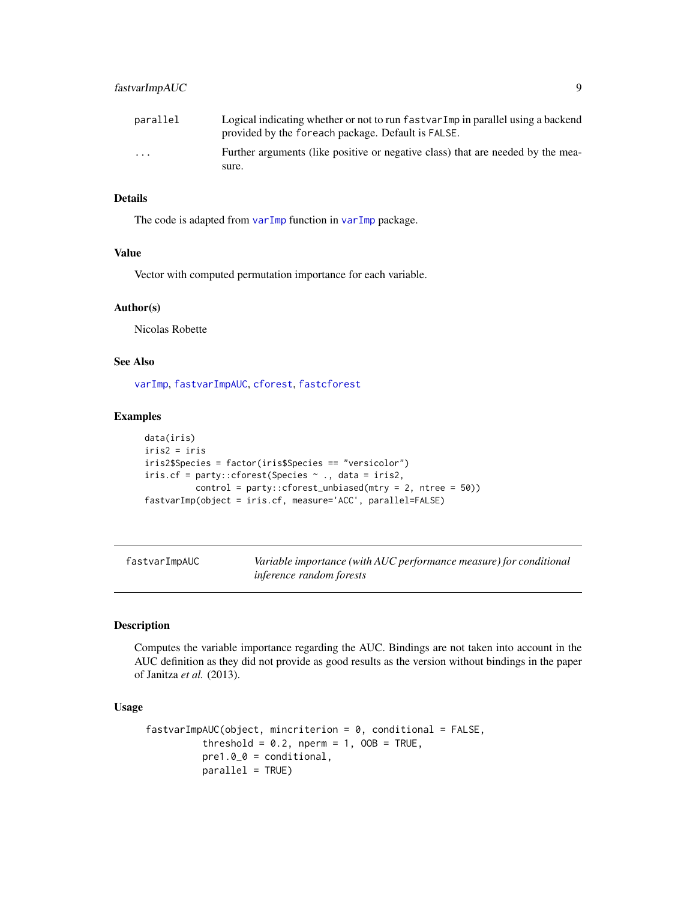| | |
|---|---|
| parallel | Logical indicating whether or not to run fastvarImp in parallel using a backend provided by the foreach package. Default is FALSE. |
| ... | Further arguments (like positive or negative class) that are needed by the measure. |

### Details

The code is adapted from varImp function in varImp package.

### Value

Vector with computed permutation importance for each variable.

### Author(s)

Nicolas Robette

### See Also

varImp, fastvarImpAUC, cforest, fastcforest

### Examples

```
data(iris)
iris2 = iris
iris2$Species = factor(iris$Species == "versicolor")
iris.cf = party::cforest(Species ~ ., data = iris2,
          control = party::cforest_unbiased(mtry = 2, ntree = 50))
fastvarImp(object = iris.cf, measure='ACC', parallel=FALSE)
```

---

## fastvarImpAUC — *Variable importance (with AUC performance measure) for conditional inference random forests*

---

### Description

Computes the variable importance regarding the AUC. Bindings are not taken into account in the AUC definition as they did not provide as good results as the version without bindings in the paper of Janitza *et al.* (2013).

### Usage

```
fastvarImpAUC(object, mincriterion = 0, conditional = FALSE,
          threshold = 0.2, nperm = 1, OOB = TRUE,
          pre1.0_0 = conditional,
          parallel = TRUE)
```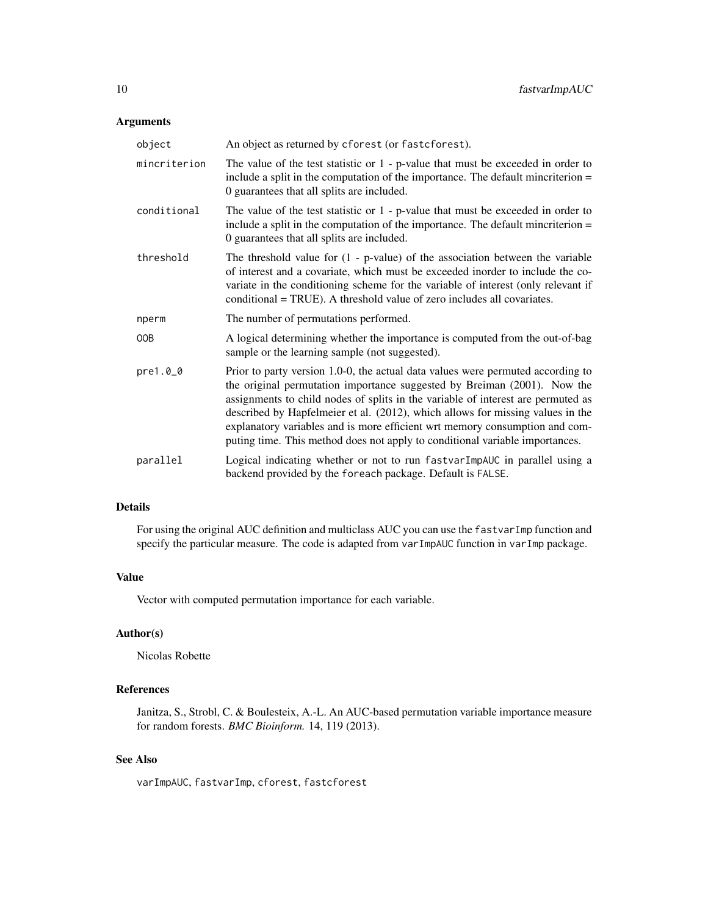## Arguments

| | |
|---|---|
| `object` | An object as returned by `cforest` (or `fastcforest`). |
| `mincriterion` | The value of the test statistic or 1 - p-value that must be exceeded in order to include a split in the computation of the importance. The default mincriterion = 0 guarantees that all splits are included. |
| `conditional` | The value of the test statistic or 1 - p-value that must be exceeded in order to include a split in the computation of the importance. The default mincriterion = 0 guarantees that all splits are included. |
| `threshold` | The threshold value for (1 - p-value) of the association between the variable of interest and a covariate, which must be exceeded inorder to include the covariate in the conditioning scheme for the variable of interest (only relevant if conditional = TRUE). A threshold value of zero includes all covariates. |
| `nperm` | The number of permutations performed. |
| `OOB` | A logical determining whether the importance is computed from the out-of-bag sample or the learning sample (not suggested). |
| `pre1.0_0` | Prior to party version 1.0-0, the actual data values were permuted according to the original permutation importance suggested by Breiman (2001). Now the assignments to child nodes of splits in the variable of interest are permuted as described by Hapfelmeier et al. (2012), which allows for missing values in the explanatory variables and is more efficient wrt memory consumption and computing time. This method does not apply to conditional variable importances. |
| `parallel` | Logical indicating whether or not to run `fastvarImpAUC` in parallel using a backend provided by the `foreach` package. Default is `FALSE`. |

## Details

For using the original AUC definition and multiclass AUC you can use the `fastvarImp` function and specify the particular measure. The code is adapted from `varImpAUC` function in `varImp` package.

## Value

Vector with computed permutation importance for each variable.

## Author(s)

Nicolas Robette

## References

Janitza, S., Strobl, C. & Boulesteix, A.-L. An AUC-based permutation variable importance measure for random forests. *BMC Bioinform.* 14, 119 (2013).

## See Also

`varImpAUC`, `fastvarImp`, `cforest`, `fastcforest`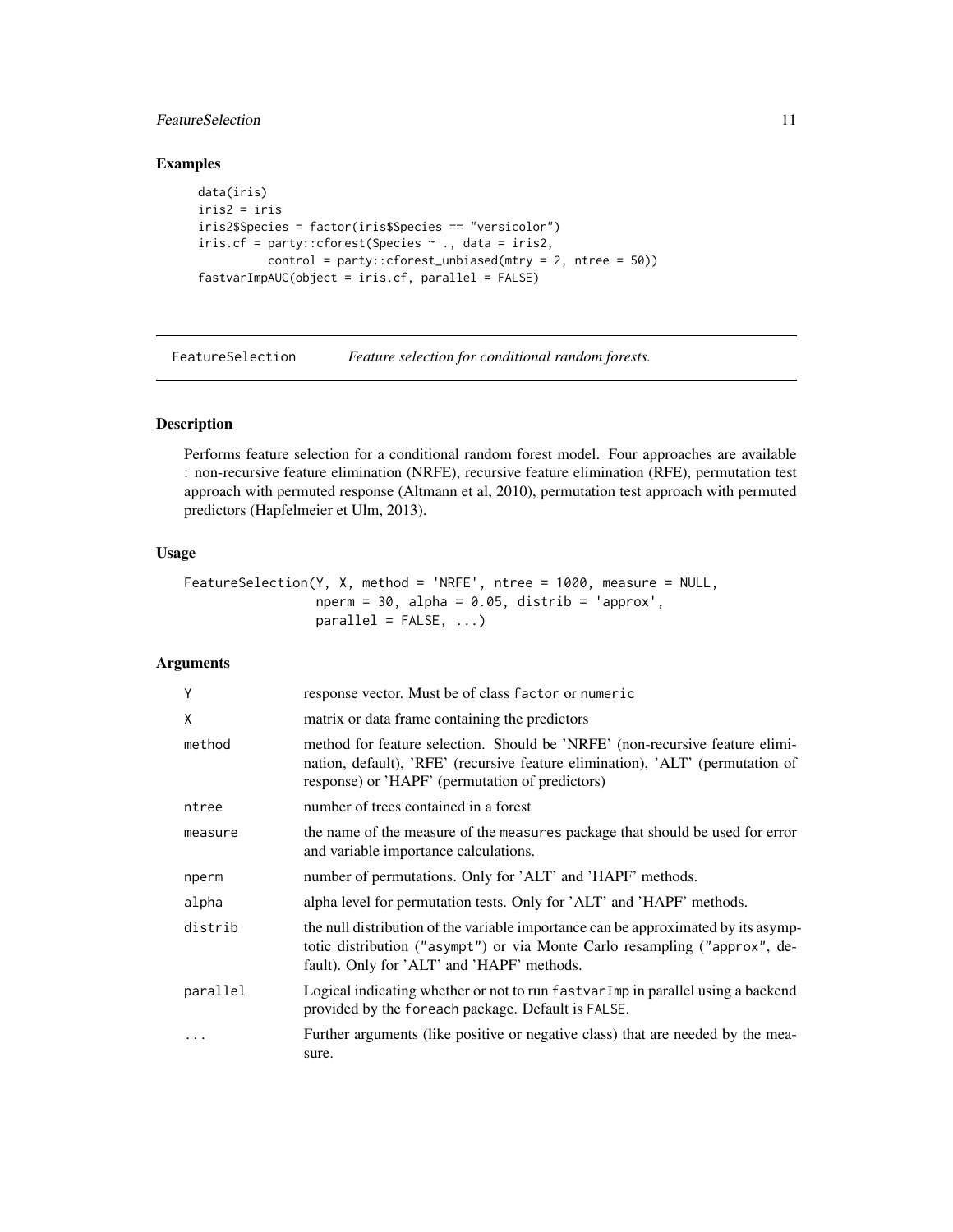### Examples

```
data(iris)
iris2 = iris
iris2$Species = factor(iris$Species == "versicolor")
iris.cf = party::cforest(Species ~ ., data = iris2,
          control = party::cforest_unbiased(mtry = 2, ntree = 50))
fastvarImpAUC(object = iris.cf, parallel = FALSE)
```

---

## FeatureSelection &nbsp;&nbsp;&nbsp; *Feature selection for conditional random forests.*

---

### Description

Performs feature selection for a conditional random forest model. Four approaches are available : non-recursive feature elimination (NRFE), recursive feature elimination (RFE), permutation test approach with permuted response (Altmann et al, 2010), permutation test approach with permuted predictors (Hapfelmeier et Ulm, 2013).

### Usage

```
FeatureSelection(Y, X, method = 'NRFE', ntree = 1000, measure = NULL,
                 nperm = 30, alpha = 0.05, distrib = 'approx',
                 parallel = FALSE, ...)
```

### Arguments

| | |
|---|---|
| `Y` | response vector. Must be of class `factor` or `numeric` |
| `X` | matrix or data frame containing the predictors |
| `method` | method for feature selection. Should be 'NRFE' (non-recursive feature elimination, default), 'RFE' (recursive feature elimination), 'ALT' (permutation of response) or 'HAPF' (permutation of predictors) |
| `ntree` | number of trees contained in a forest |
| `measure` | the name of the measure of the `measures` package that should be used for error and variable importance calculations. |
| `nperm` | number of permutations. Only for 'ALT' and 'HAPF' methods. |
| `alpha` | alpha level for permutation tests. Only for 'ALT' and 'HAPF' methods. |
| `distrib` | the null distribution of the variable importance can be approximated by its asymptotic distribution (`"asympt"`) or via Monte Carlo resampling (`"approx"`, default). Only for 'ALT' and 'HAPF' methods. |
| `parallel` | Logical indicating whether or not to run `fastvarImp` in parallel using a backend provided by the `foreach` package. Default is `FALSE`. |
| `...` | Further arguments (like positive or negative class) that are needed by the measure. |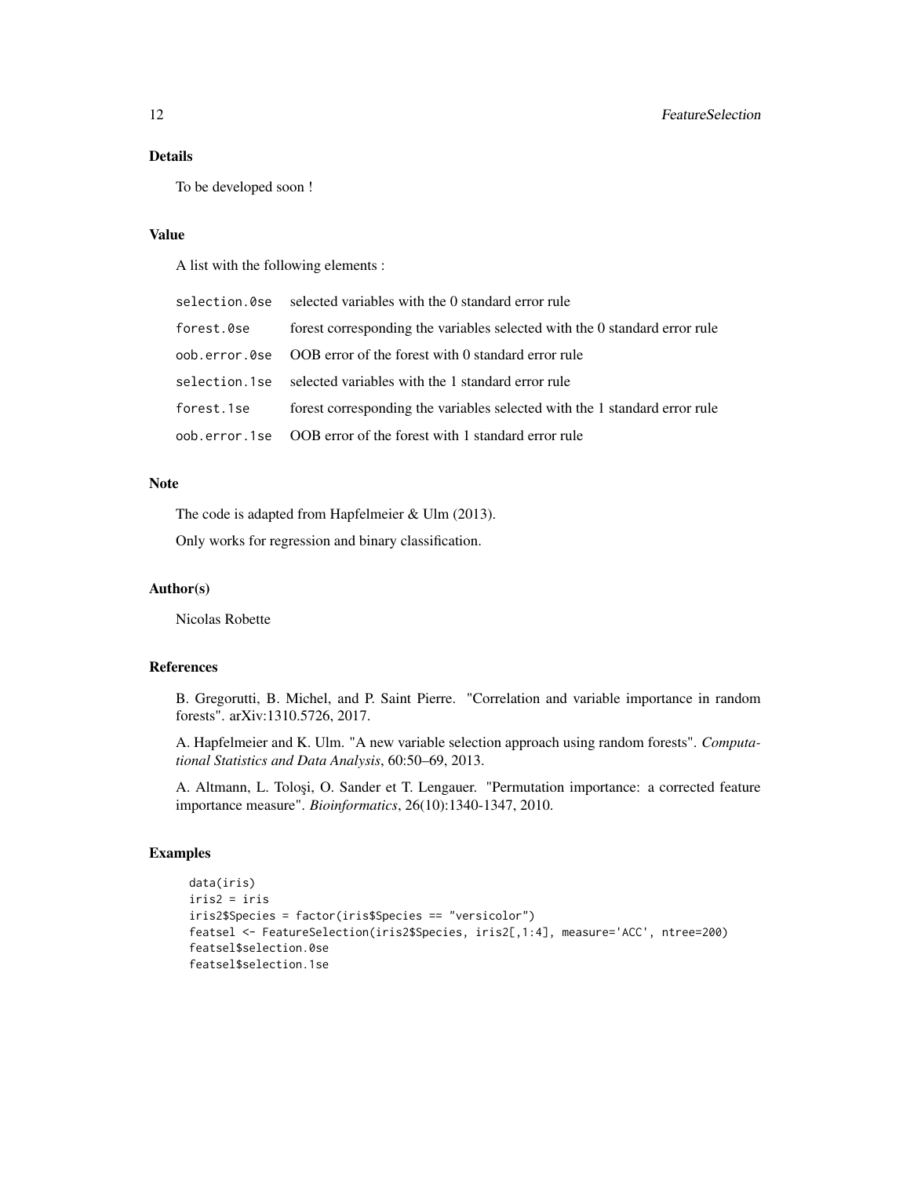### Details

To be developed soon !

### Value

A list with the following elements :

| | |
|---|---|
| `selection.0se` | selected variables with the 0 standard error rule |
| `forest.0se` | forest corresponding the variables selected with the 0 standard error rule |
| `oob.error.0se` | OOB error of the forest with 0 standard error rule |
| `selection.1se` | selected variables with the 1 standard error rule |
| `forest.1se` | forest corresponding the variables selected with the 1 standard error rule |
| `oob.error.1se` | OOB error of the forest with 1 standard error rule |

### Note

The code is adapted from Hapfelmeier & Ulm (2013).

Only works for regression and binary classification.

### Author(s)

Nicolas Robette

### References

B. Gregorutti, B. Michel, and P. Saint Pierre. "Correlation and variable importance in random forests". arXiv:1310.5726, 2017.

A. Hapfelmeier and K. Ulm. "A new variable selection approach using random forests". *Computational Statistics and Data Analysis*, 60:50–69, 2013.

A. Altmann, L. Toloşi, O. Sander et T. Lengauer. "Permutation importance: a corrected feature importance measure". *Bioinformatics*, 26(10):1340-1347, 2010.

### Examples

```
data(iris)
iris2 = iris
iris2$Species = factor(iris$Species == "versicolor")
featsel <- FeatureSelection(iris2$Species, iris2[,1:4], measure='ACC', ntree=200)
featsel$selection.0se
featsel$selection.1se
```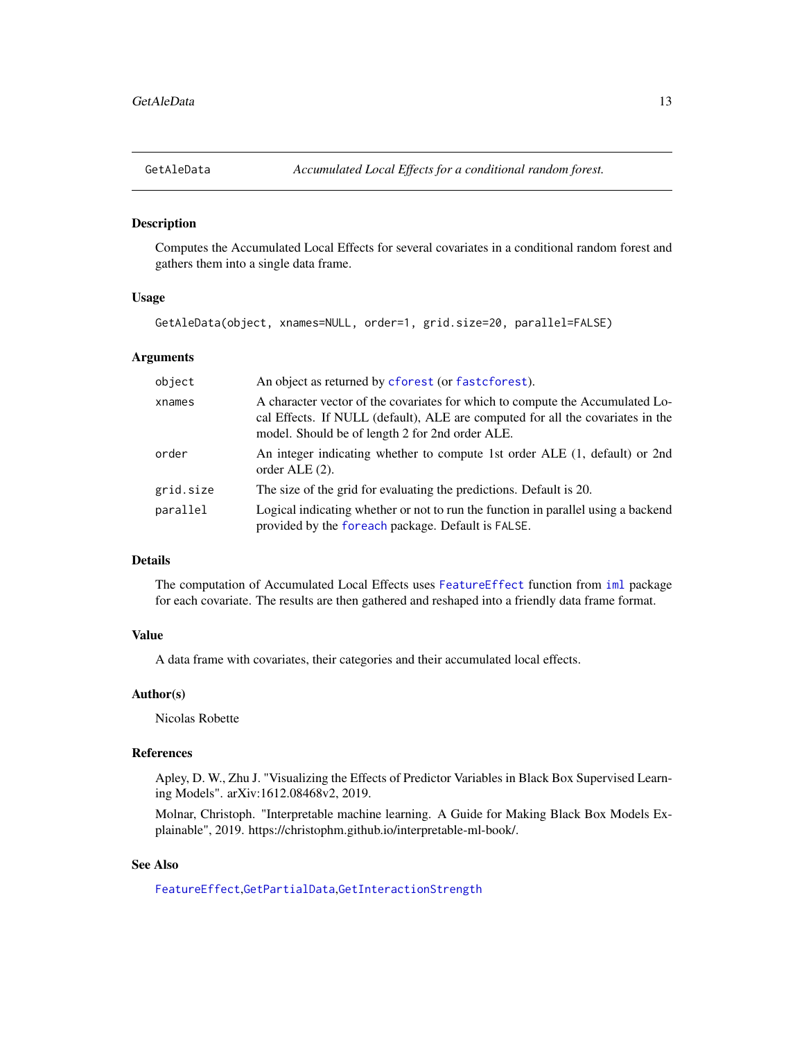GetAleData *Accumulated Local Effects for a conditional random forest.*

## Description

Computes the Accumulated Local Effects for several covariates in a conditional random forest and gathers them into a single data frame.

## Usage

```
GetAleData(object, xnames=NULL, order=1, grid.size=20, parallel=FALSE)
```

## Arguments

| | |
|---|---|
| `object` | An object as returned by `cforest` (or `fastcforest`). |
| `xnames` | A character vector of the covariates for which to compute the Accumulated Local Effects. If NULL (default), ALE are computed for all the covariates in the model. Should be of length 2 for 2nd order ALE. |
| `order` | An integer indicating whether to compute 1st order ALE (1, default) or 2nd order ALE (2). |
| `grid.size` | The size of the grid for evaluating the predictions. Default is 20. |
| `parallel` | Logical indicating whether or not to run the function in parallel using a backend provided by the `foreach` package. Default is `FALSE`. |

## Details

The computation of Accumulated Local Effects uses `FeatureEffect` function from `iml` package for each covariate. The results are then gathered and reshaped into a friendly data frame format.

## Value

A data frame with covariates, their categories and their accumulated local effects.

## Author(s)

Nicolas Robette

## References

Apley, D. W., Zhu J. "Visualizing the Effects of Predictor Variables in Black Box Supervised Learning Models". arXiv:1612.08468v2, 2019.

Molnar, Christoph. "Interpretable machine learning. A Guide for Making Black Box Models Explainable", 2019. https://christophm.github.io/interpretable-ml-book/.

## See Also

`FeatureEffect`,`GetPartialData`,`GetInteractionStrength`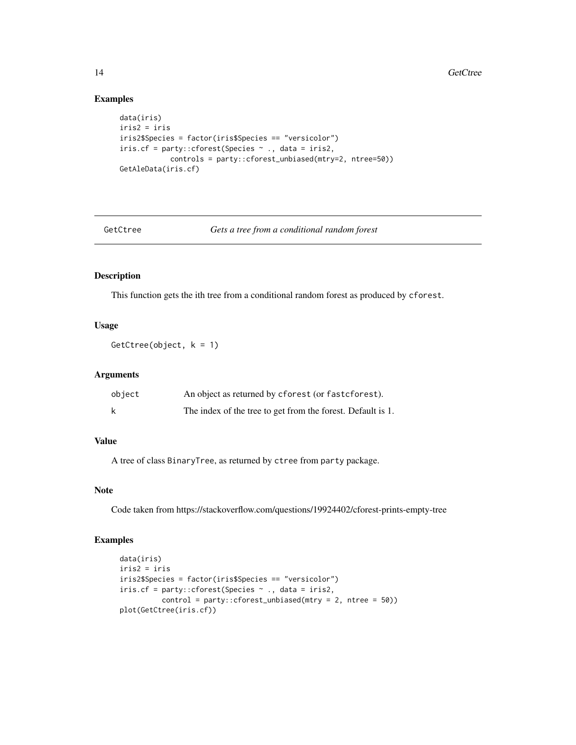## Examples

```
data(iris)
iris2 = iris
iris2$Species = factor(iris$Species == "versicolor")
iris.cf = party::cforest(Species ~ ., data = iris2,
            controls = party::cforest_unbiased(mtry=2, ntree=50))
GetAleData(iris.cf)
```

---

# GetCtree *Gets a tree from a conditional random forest*

---

## Description

This function gets the ith tree from a conditional random forest as produced by `cforest`.

## Usage

```
GetCtree(object, k = 1)
```

## Arguments

| | |
|---|---|
| `object` | An object as returned by `cforest` (or `fastcforest`). |
| `k` | The index of the tree to get from the forest. Default is 1. |

## Value

A tree of class `BinaryTree`, as returned by `ctree` from `party` package.

## Note

Code taken from https://stackoverflow.com/questions/19924402/cforest-prints-empty-tree

## Examples

```
data(iris)
iris2 = iris
iris2$Species = factor(iris$Species == "versicolor")
iris.cf = party::cforest(Species ~ ., data = iris2,
          control = party::cforest_unbiased(mtry = 2, ntree = 50))
plot(GetCtree(iris.cf))
```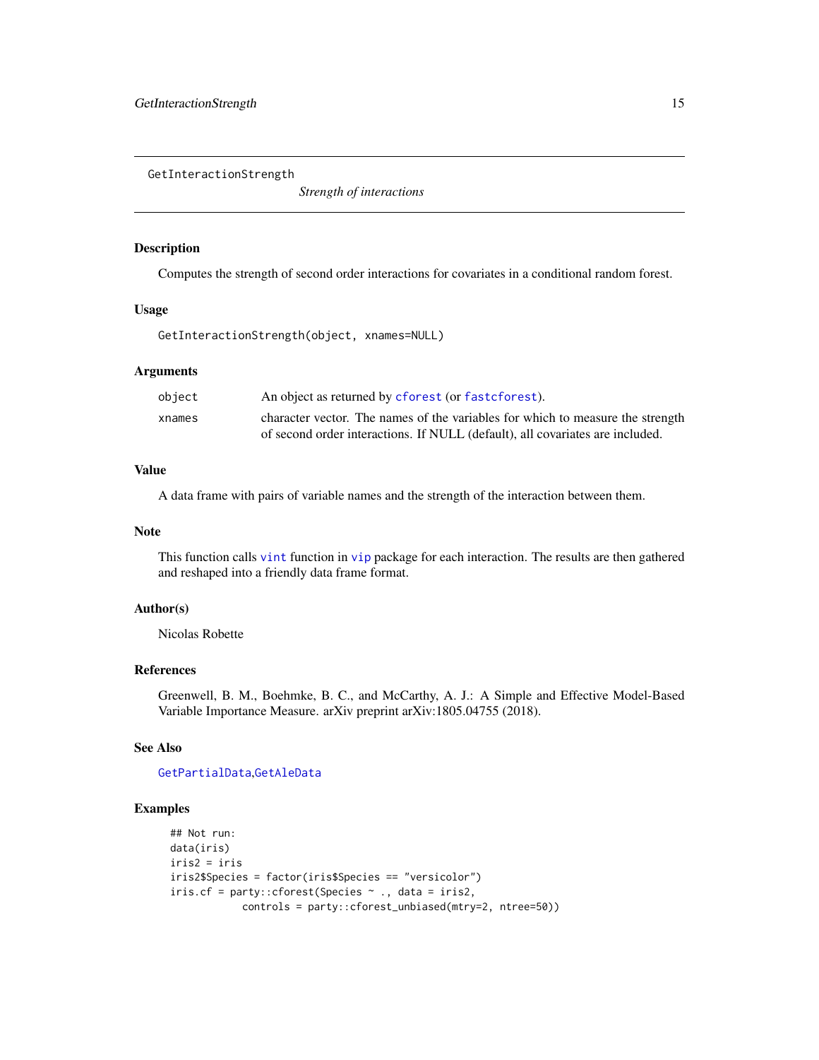GetInteractionStrength

*Strength of interactions*

## Description

Computes the strength of second order interactions for covariates in a conditional random forest.

## Usage

```
GetInteractionStrength(object, xnames=NULL)
```

## Arguments

| | |
|---|---|
| object | An object as returned by cforest (or fastcforest). |
| xnames | character vector. The names of the variables for which to measure the strength of second order interactions. If NULL (default), all covariates are included. |

## Value

A data frame with pairs of variable names and the strength of the interaction between them.

## Note

This function calls vint function in vip package for each interaction. The results are then gathered and reshaped into a friendly data frame format.

## Author(s)

Nicolas Robette

## References

Greenwell, B. M., Boehmke, B. C., and McCarthy, A. J.: A Simple and Effective Model-Based Variable Importance Measure. arXiv preprint arXiv:1805.04755 (2018).

## See Also

GetPartialData,GetAleData

## Examples

```
## Not run:
data(iris)
iris2 = iris
iris2$Species = factor(iris$Species == "versicolor")
iris.cf = party::cforest(Species ~ ., data = iris2,
            controls = party::cforest_unbiased(mtry=2, ntree=50))
```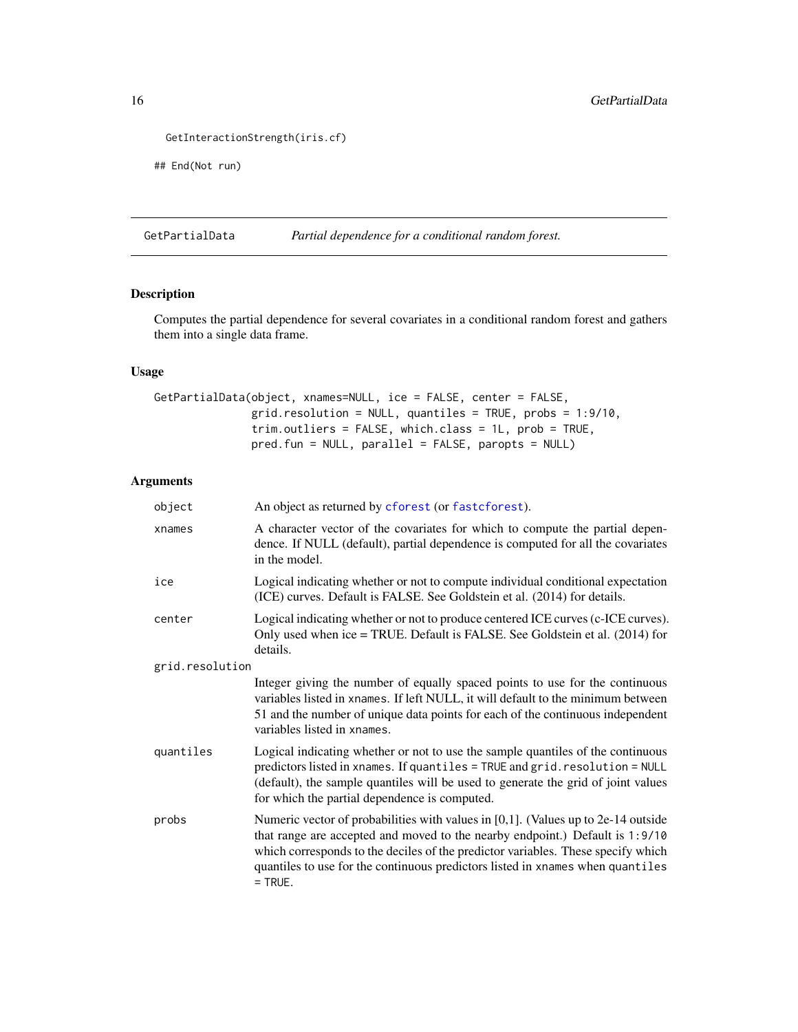```
GetInteractionStrength(iris.cf)

## End(Not run)
```

## GetPartialData — *Partial dependence for a conditional random forest.*

### Description

Computes the partial dependence for several covariates in a conditional random forest and gathers them into a single data frame.

### Usage

```
GetPartialData(object, xnames=NULL, ice = FALSE, center = FALSE,
               grid.resolution = NULL, quantiles = TRUE, probs = 1:9/10,
               trim.outliers = FALSE, which.class = 1L, prob = TRUE,
               pred.fun = NULL, parallel = FALSE, paropts = NULL)
```

### Arguments

| Argument | Description |
|---|---|
| `object` | An object as returned by `cforest` (or `fastcforest`). |
| `xnames` | A character vector of the covariates for which to compute the partial dependence. If NULL (default), partial dependence is computed for all the covariates in the model. |
| `ice` | Logical indicating whether or not to compute individual conditional expectation (ICE) curves. Default is FALSE. See Goldstein et al. (2014) for details. |
| `center` | Logical indicating whether or not to produce centered ICE curves (c-ICE curves). Only used when ice = TRUE. Default is FALSE. See Goldstein et al. (2014) for details. |
| `grid.resolution` | Integer giving the number of equally spaced points to use for the continuous variables listed in `xnames`. If left NULL, it will default to the minimum between 51 and the number of unique data points for each of the continuous independent variables listed in `xnames`. |
| `quantiles` | Logical indicating whether or not to use the sample quantiles of the continuous predictors listed in `xnames`. If `quantiles = TRUE` and `grid.resolution = NULL` (default), the sample quantiles will be used to generate the grid of joint values for which the partial dependence is computed. |
| `probs` | Numeric vector of probabilities with values in [0,1]. (Values up to 2e-14 outside that range are accepted and moved to the nearby endpoint.) Default is `1:9/10` which corresponds to the deciles of the predictor variables. These specify which quantiles to use for the continuous predictors listed in `xnames` when `quantiles = TRUE`. |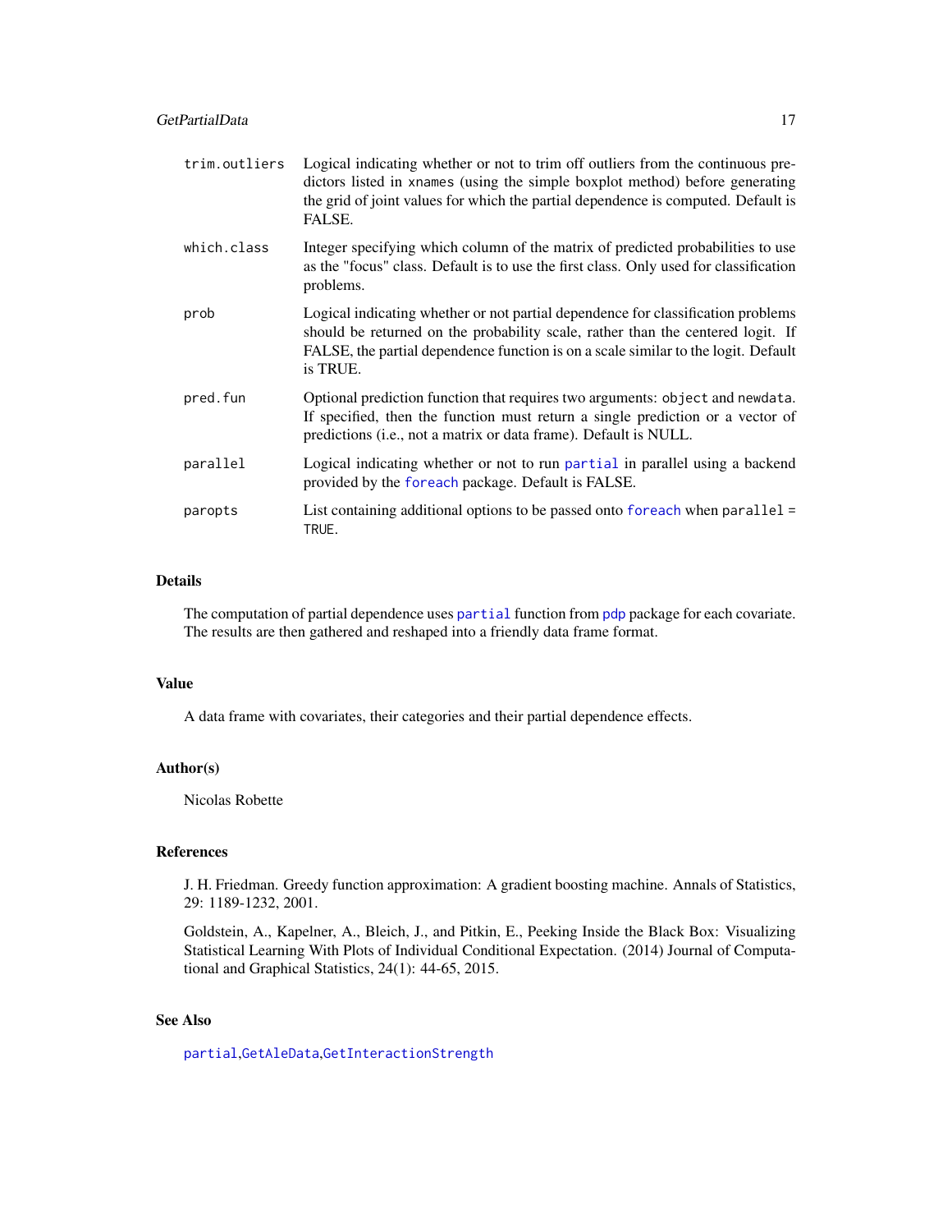| | |
|---|---|
| `trim.outliers` | Logical indicating whether or not to trim off outliers from the continuous predictors listed in `xnames` (using the simple boxplot method) before generating the grid of joint values for which the partial dependence is computed. Default is FALSE. |
| `which.class` | Integer specifying which column of the matrix of predicted probabilities to use as the "focus" class. Default is to use the first class. Only used for classification problems. |
| `prob` | Logical indicating whether or not partial dependence for classification problems should be returned on the probability scale, rather than the centered logit. If FALSE, the partial dependence function is on a scale similar to the logit. Default is TRUE. |
| `pred.fun` | Optional prediction function that requires two arguments: `object` and `newdata`. If specified, then the function must return a single prediction or a vector of predictions (i.e., not a matrix or data frame). Default is NULL. |
| `parallel` | Logical indicating whether or not to run `partial` in parallel using a backend provided by the `foreach` package. Default is FALSE. |
| `paropts` | List containing additional options to be passed onto `foreach` when `parallel = TRUE`. |

## Details

The computation of partial dependence uses `partial` function from `pdp` package for each covariate. The results are then gathered and reshaped into a friendly data frame format.

## Value

A data frame with covariates, their categories and their partial dependence effects.

## Author(s)

Nicolas Robette

## References

J. H. Friedman. Greedy function approximation: A gradient boosting machine. Annals of Statistics, 29: 1189-1232, 2001.

Goldstein, A., Kapelner, A., Bleich, J., and Pitkin, E., Peeking Inside the Black Box: Visualizing Statistical Learning With Plots of Individual Conditional Expectation. (2014) Journal of Computational and Graphical Statistics, 24(1): 44-65, 2015.

## See Also

`partial`,`GetAleData`,`GetInteractionStrength`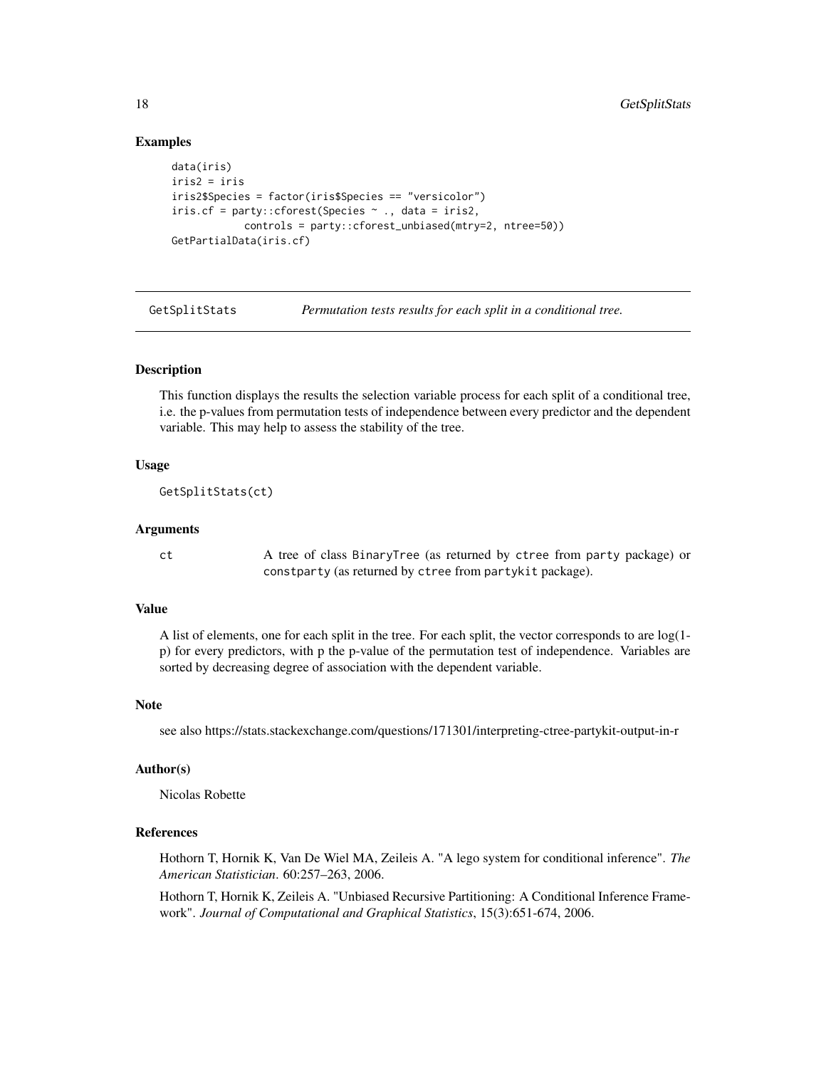## Examples

```
data(iris)
iris2 = iris
iris2$Species = factor(iris$Species == "versicolor")
iris.cf = party::cforest(Species ~ ., data = iris2,
            controls = party::cforest_unbiased(mtry=2, ntree=50))
GetPartialData(iris.cf)
```

---

# GetSplitStats *Permutation tests results for each split in a conditional tree.*

---

## Description

This function displays the results the selection variable process for each split of a conditional tree, i.e. the p-values from permutation tests of independence between every predictor and the dependent variable. This may help to assess the stability of the tree.

## Usage

```
GetSplitStats(ct)
```

## Arguments

| | |
|---|---|
| ct | A tree of class BinaryTree (as returned by ctree from party package) or constparty (as returned by ctree from partykit package). |

## Value

A list of elements, one for each split in the tree. For each split, the vector corresponds to are log(1-p) for every predictors, with p the p-value of the permutation test of independence. Variables are sorted by decreasing degree of association with the dependent variable.

## Note

see also https://stats.stackexchange.com/questions/171301/interpreting-ctree-partykit-output-in-r

## Author(s)

Nicolas Robette

## References

Hothorn T, Hornik K, Van De Wiel MA, Zeileis A. "A lego system for conditional inference". *The American Statistician*. 60:257–263, 2006.

Hothorn T, Hornik K, Zeileis A. "Unbiased Recursive Partitioning: A Conditional Inference Framework". *Journal of Computational and Graphical Statistics*, 15(3):651-674, 2006.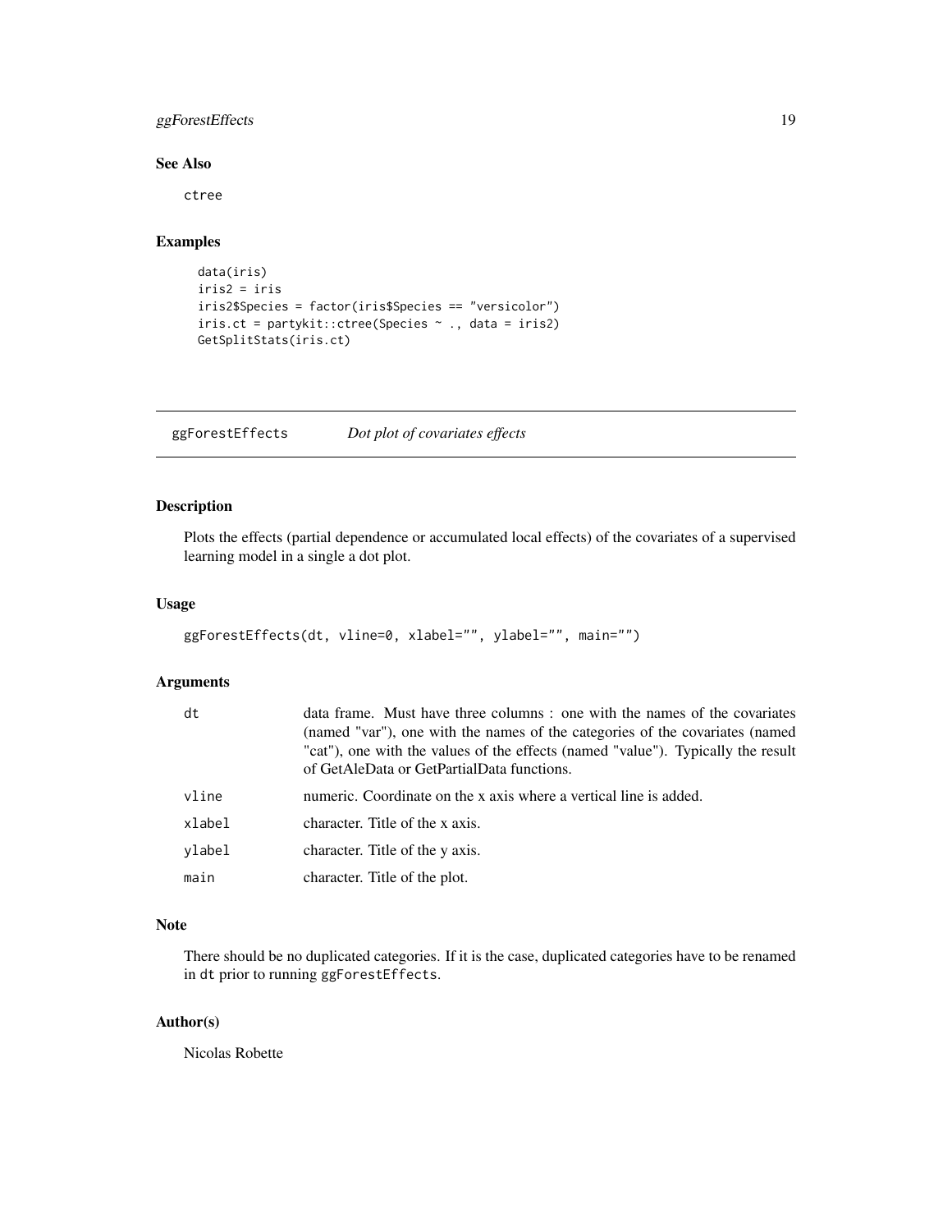## See Also

`ctree`

## Examples

```
data(iris)
iris2 = iris
iris2$Species = factor(iris$Species == "versicolor")
iris.ct = partykit::ctree(Species ~ ., data = iris2)
GetSplitStats(iris.ct)
```

---

# ggForestEffects *Dot plot of covariates effects*

---

## Description

Plots the effects (partial dependence or accumulated local effects) of the covariates of a supervised learning model in a single a dot plot.

## Usage

```
ggForestEffects(dt, vline=0, xlabel="", ylabel="", main="")
```

## Arguments

| | |
|---|---|
| `dt` | data frame. Must have three columns : one with the names of the covariates (named "var"), one with the names of the categories of the covariates (named "cat"), one with the values of the effects (named "value"). Typically the result of GetAleData or GetPartialData functions. |
| `vline` | numeric. Coordinate on the x axis where a vertical line is added. |
| `xlabel` | character. Title of the x axis. |
| `ylabel` | character. Title of the y axis. |
| `main` | character. Title of the plot. |

## Note

There should be no duplicated categories. If it is the case, duplicated categories have to be renamed in `dt` prior to running `ggForestEffects`.

## Author(s)

Nicolas Robette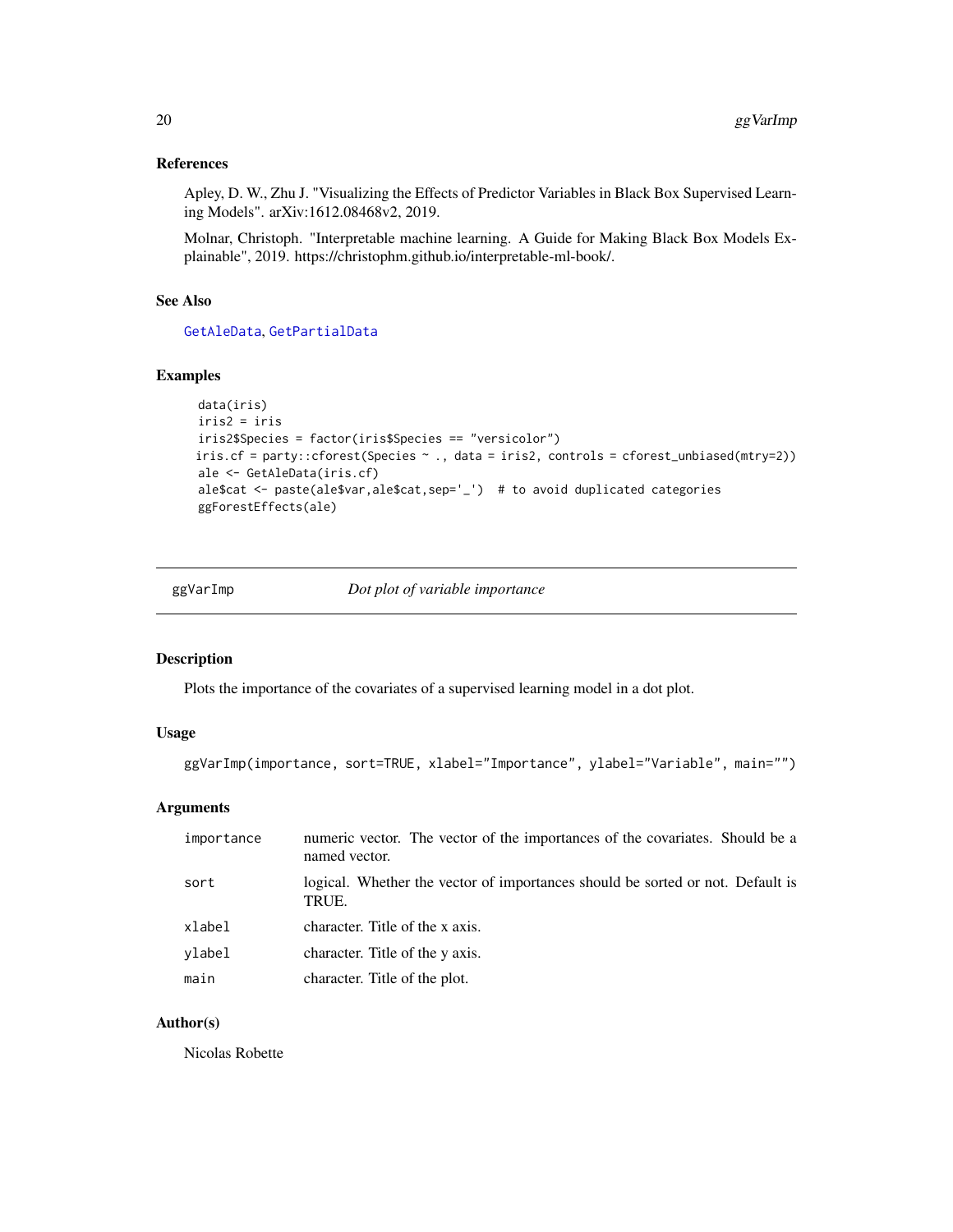### References

Apley, D. W., Zhu J. "Visualizing the Effects of Predictor Variables in Black Box Supervised Learning Models". arXiv:1612.08468v2, 2019.

Molnar, Christoph. "Interpretable machine learning. A Guide for Making Black Box Models Explainable", 2019. https://christophm.github.io/interpretable-ml-book/.

### See Also

GetAleData, GetPartialData

### Examples

```
data(iris)
iris2 = iris
iris2$Species = factor(iris$Species == "versicolor")
iris.cf = party::cforest(Species ~ ., data = iris2, controls = cforest_unbiased(mtry=2))
ale <- GetAleData(iris.cf)
ale$cat <- paste(ale$var,ale$cat,sep='_')  # to avoid duplicated categories
ggForestEffects(ale)
```

---

## ggVarImp    *Dot plot of variable importance*

### Description

Plots the importance of the covariates of a supervised learning model in a dot plot.

### Usage

```
ggVarImp(importance, sort=TRUE, xlabel="Importance", ylabel="Variable", main="")
```

### Arguments

| | |
|---|---|
| importance | numeric vector. The vector of the importances of the covariates. Should be a named vector. |
| sort | logical. Whether the vector of importances should be sorted or not. Default is TRUE. |
| xlabel | character. Title of the x axis. |
| ylabel | character. Title of the y axis. |
| main | character. Title of the plot. |

### Author(s)

Nicolas Robette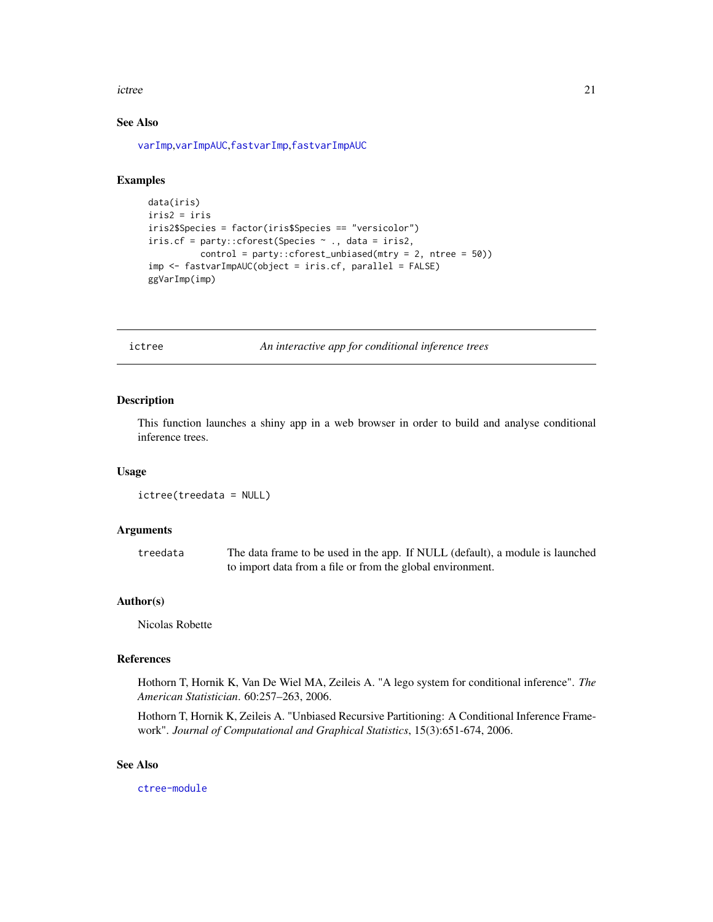### See Also

varImp, varImpAUC, fastvarImp, fastvarImpAUC

### Examples

```
data(iris)
iris2 = iris
iris2$Species = factor(iris$Species == "versicolor")
iris.cf = party::cforest(Species ~ ., data = iris2,
          control = party::cforest_unbiased(mtry = 2, ntree = 50))
imp <- fastvarImpAUC(object = iris.cf, parallel = FALSE)
ggVarImp(imp)
```

---

## ictree — *An interactive app for conditional inference trees*

### Description

This function launches a shiny app in a web browser in order to build and analyse conditional inference trees.

### Usage

```
ictree(treedata = NULL)
```

### Arguments

| | |
|---|---|
| treedata | The data frame to be used in the app. If NULL (default), a module is launched to import data from a file or from the global environment. |

### Author(s)

Nicolas Robette

### References

Hothorn T, Hornik K, Van De Wiel MA, Zeileis A. "A lego system for conditional inference". *The American Statistician*. 60:257–263, 2006.

Hothorn T, Hornik K, Zeileis A. "Unbiased Recursive Partitioning: A Conditional Inference Framework". *Journal of Computational and Graphical Statistics*, 15(3):651-674, 2006.

### See Also

ctree-module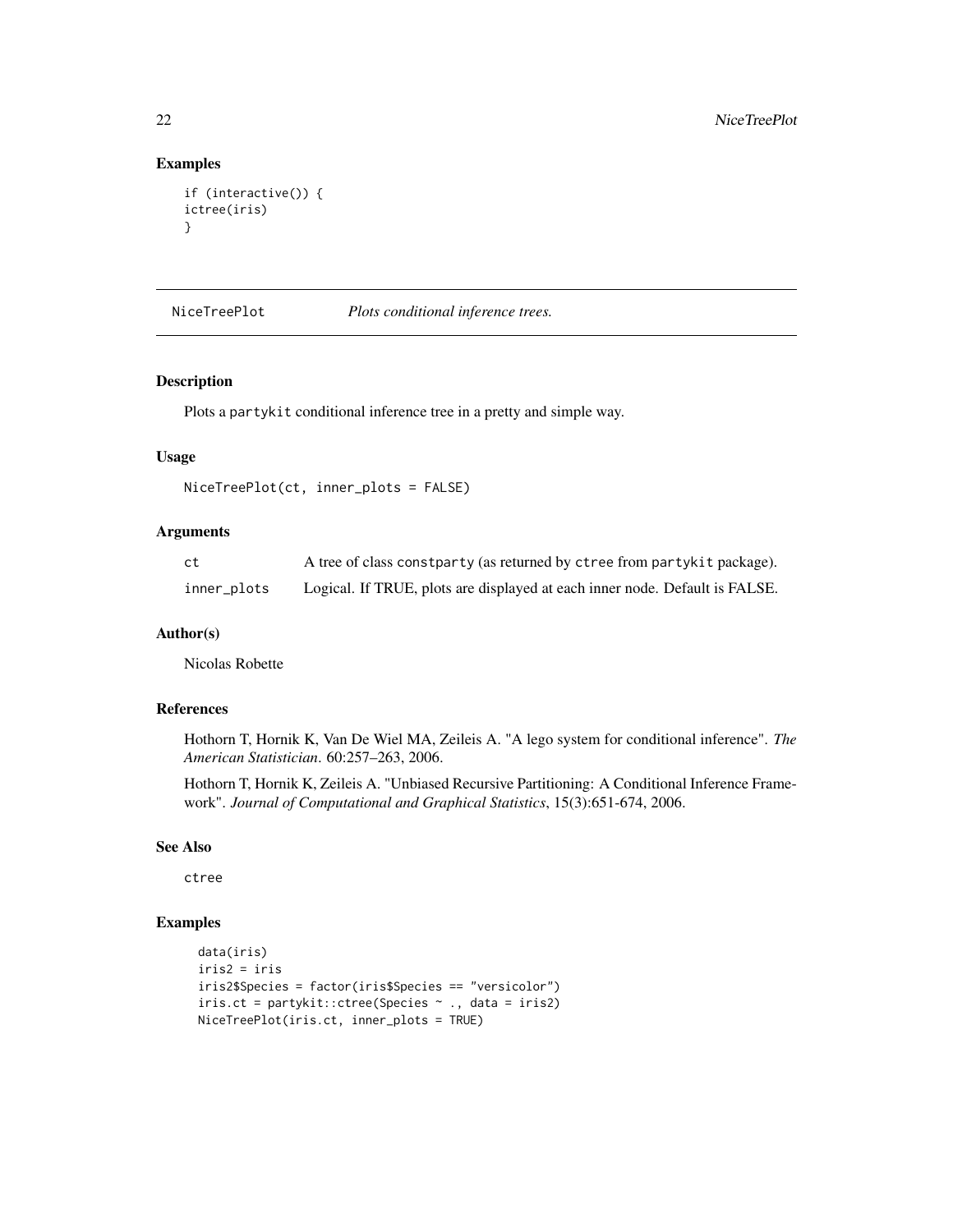## Examples

```
if (interactive()) {
ictree(iris)
}
```

---

# NiceTreePlot *Plots conditional inference trees.*

---

### Description

Plots a partykit conditional inference tree in a pretty and simple way.

### Usage

```
NiceTreePlot(ct, inner_plots = FALSE)
```

### Arguments

| | |
|---|---|
| ct | A tree of class constparty (as returned by ctree from partykit package). |
| inner_plots | Logical. If TRUE, plots are displayed at each inner node. Default is FALSE. |

### Author(s)

Nicolas Robette

### References

Hothorn T, Hornik K, Van De Wiel MA, Zeileis A. "A lego system for conditional inference". *The American Statistician*. 60:257–263, 2006.

Hothorn T, Hornik K, Zeileis A. "Unbiased Recursive Partitioning: A Conditional Inference Framework". *Journal of Computational and Graphical Statistics*, 15(3):651-674, 2006.

### See Also

ctree

### Examples

```
data(iris)
iris2 = iris
iris2$Species = factor(iris$Species == "versicolor")
iris.ct = partykit::ctree(Species ~ ., data = iris2)
NiceTreePlot(iris.ct, inner_plots = TRUE)
```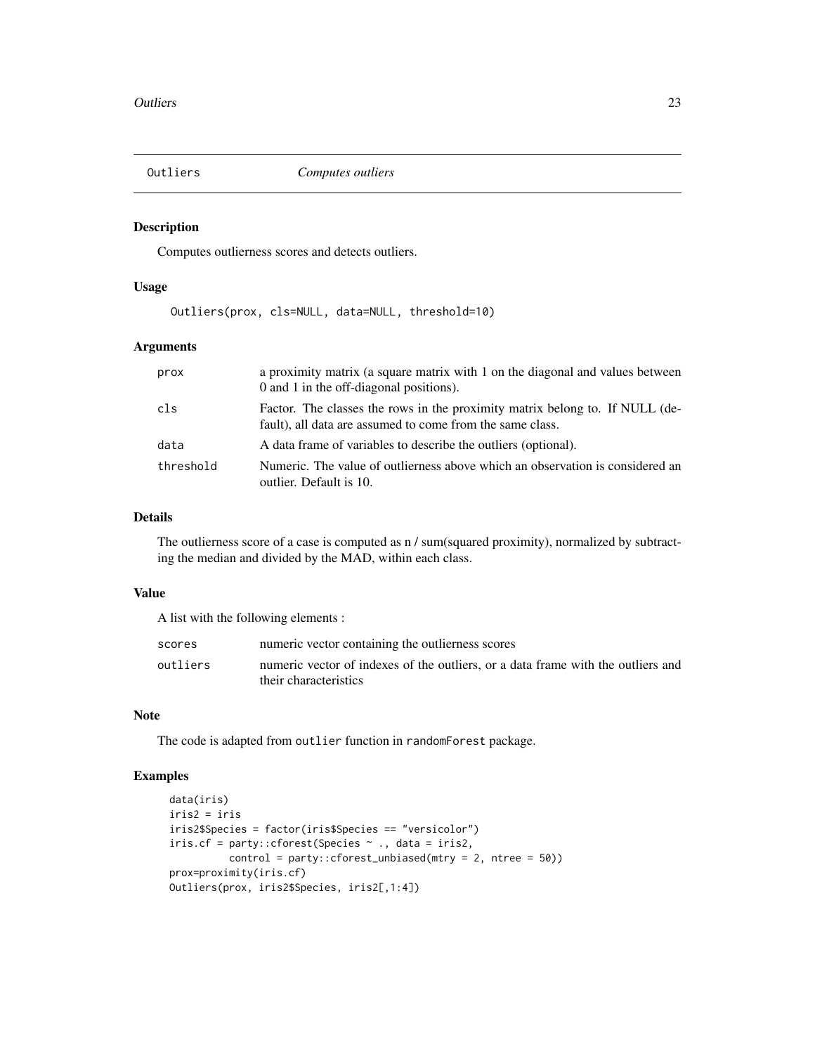## Outliers *Computes outliers*

### Description

Computes outlierness scores and detects outliers.

### Usage

```
Outliers(prox, cls=NULL, data=NULL, threshold=10)
```

### Arguments

| | |
|---|---|
| prox | a proximity matrix (a square matrix with 1 on the diagonal and values between 0 and 1 in the off-diagonal positions). |
| cls | Factor. The classes the rows in the proximity matrix belong to. If NULL (default), all data are assumed to come from the same class. |
| data | A data frame of variables to describe the outliers (optional). |
| threshold | Numeric. The value of outlierness above which an observation is considered an outlier. Default is 10. |

### Details

The outlierness score of a case is computed as n / sum(squared proximity), normalized by subtracting the median and divided by the MAD, within each class.

### Value

A list with the following elements :

| | |
|---|---|
| scores | numeric vector containing the outlierness scores |
| outliers | numeric vector of indexes of the outliers, or a data frame with the outliers and their characteristics |

### Note

The code is adapted from `outlier` function in `randomForest` package.

### Examples

```
data(iris)
iris2 = iris
iris2$Species = factor(iris$Species == "versicolor")
iris.cf = party::cforest(Species ~ ., data = iris2,
          control = party::cforest_unbiased(mtry = 2, ntree = 50))
prox=proximity(iris.cf)
Outliers(prox, iris2$Species, iris2[,1:4])
```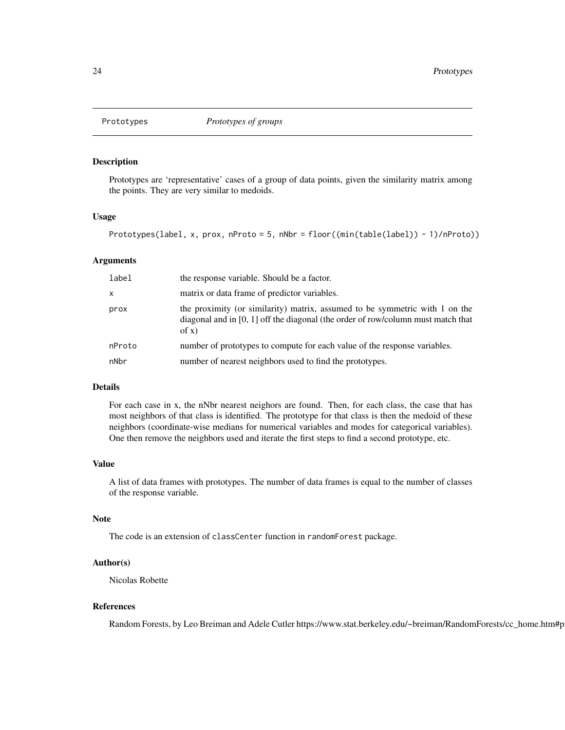## Prototypes    *Prototypes of groups*

### Description

Prototypes are 'representative' cases of a group of data points, given the similarity matrix among the points. They are very similar to medoids.

### Usage

```
Prototypes(label, x, prox, nProto = 5, nNbr = floor((min(table(label)) - 1)/nProto))
```

### Arguments

| | |
|---|---|
| label | the response variable. Should be a factor. |
| x | matrix or data frame of predictor variables. |
| prox | the proximity (or similarity) matrix, assumed to be symmetric with 1 on the diagonal and in [0, 1] off the diagonal (the order of row/column must match that of x) |
| nProto | number of prototypes to compute for each value of the response variables. |
| nNbr | number of nearest neighbors used to find the prototypes. |

### Details

For each case in x, the nNbr nearest neighors are found. Then, for each class, the case that has most neighbors of that class is identified. The prototype for that class is then the medoid of these neighbors (coordinate-wise medians for numerical variables and modes for categorical variables). One then remove the neighbors used and iterate the first steps to find a second prototype, etc.

### Value

A list of data frames with prototypes. The number of data frames is equal to the number of classes of the response variable.

### Note

The code is an extension of `classCenter` function in `randomForest` package.

### Author(s)

Nicolas Robette

### References

Random Forests, by Leo Breiman and Adele Cutler https://www.stat.berkeley.edu/~breiman/RandomForests/cc_home.htm#p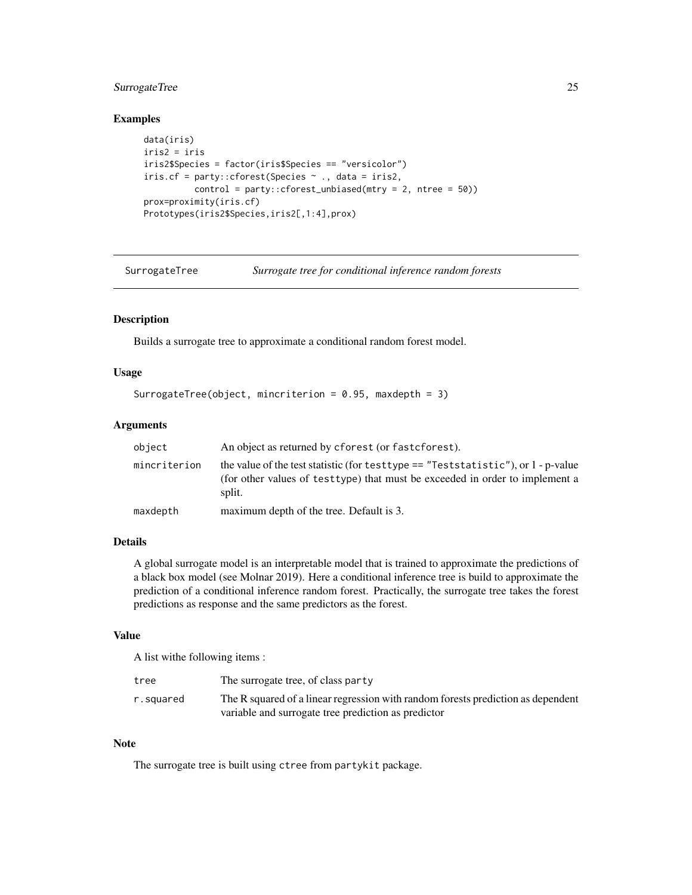## Examples

```
data(iris)
iris2 = iris
iris2$Species = factor(iris$Species == "versicolor")
iris.cf = party::cforest(Species ~ ., data = iris2,
          control = party::cforest_unbiased(mtry = 2, ntree = 50))
prox=proximity(iris.cf)
Prototypes(iris2$Species,iris2[,1:4],prox)
```

---

# SurrogateTree — *Surrogate tree for conditional inference random forests*

---

## Description

Builds a surrogate tree to approximate a conditional random forest model.

## Usage

```
SurrogateTree(object, mincriterion = 0.95, maxdepth = 3)
```

## Arguments

| | |
|---|---|
| `object` | An object as returned by `cforest` (or `fastcforest`). |
| `mincriterion` | the value of the test statistic (for `testtype == "Teststatistic"`), or 1 - p-value (for other values of `testtype`) that must be exceeded in order to implement a split. |
| `maxdepth` | maximum depth of the tree. Default is 3. |

## Details

A global surrogate model is an interpretable model that is trained to approximate the predictions of a black box model (see Molnar 2019). Here a conditional inference tree is build to approximate the prediction of a conditional inference random forest. Practically, the surrogate tree takes the forest predictions as response and the same predictors as the forest.

## Value

A list withe following items :

| | |
|---|---|
| `tree` | The surrogate tree, of class `party` |
| `r.squared` | The R squared of a linear regression with random forests prediction as dependent variable and surrogate tree prediction as predictor |

## Note

The surrogate tree is built using `ctree` from `partykit` package.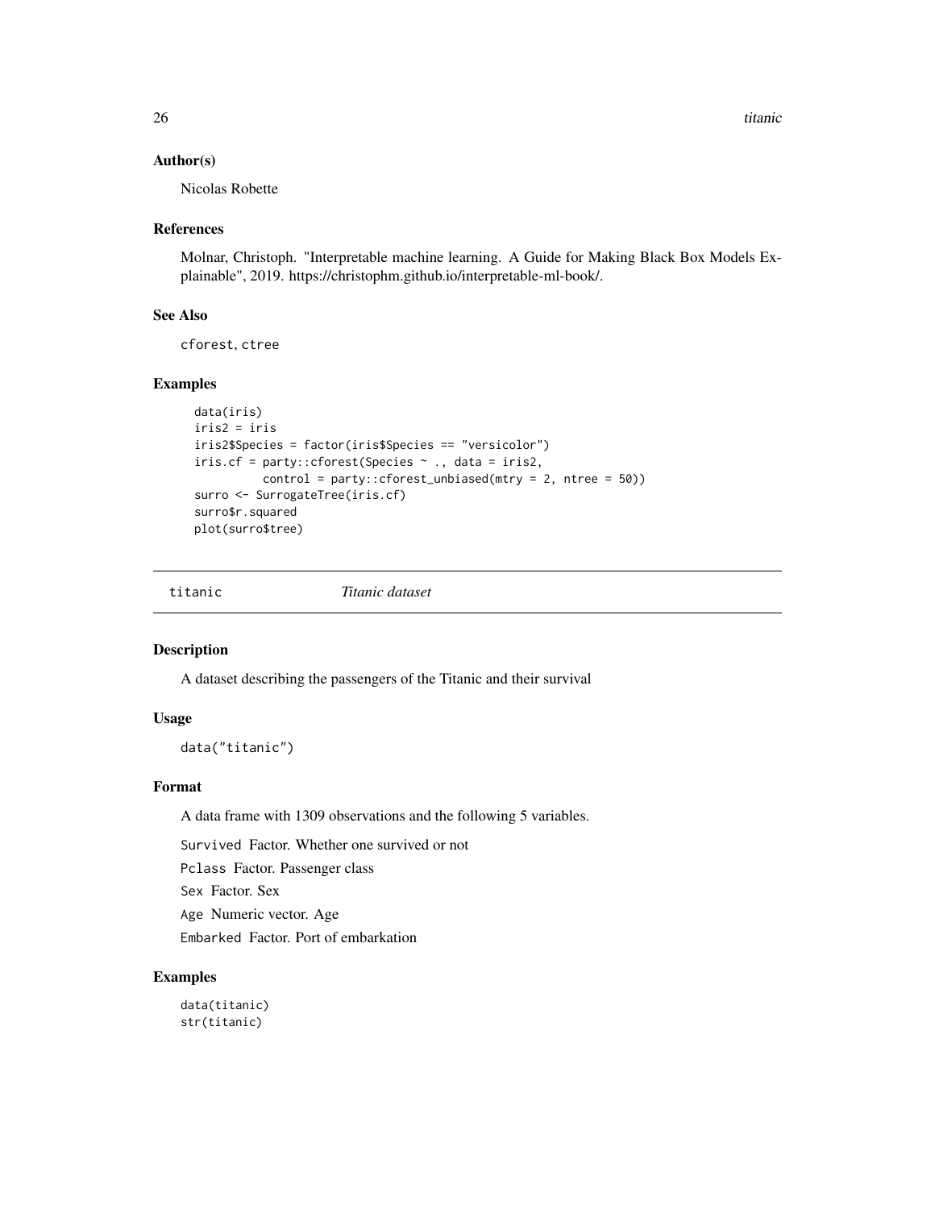### Author(s)

Nicolas Robette

### References

Molnar, Christoph. "Interpretable machine learning. A Guide for Making Black Box Models Explainable", 2019. https://christophm.github.io/interpretable-ml-book/.

### See Also

cforest, ctree

### Examples

```
data(iris)
iris2 = iris
iris2$Species = factor(iris$Species == "versicolor")
iris.cf = party::cforest(Species ~ ., data = iris2,
          control = party::cforest_unbiased(mtry = 2, ntree = 50))
surro <- SurrogateTree(iris.cf)
surro$r.squared
plot(surro$tree)
```

---

## titanic — *Titanic dataset*

---

### Description

A dataset describing the passengers of the Titanic and their survival

### Usage

```
data("titanic")
```

### Format

A data frame with 1309 observations and the following 5 variables.

`Survived` Factor. Whether one survived or not

`Pclass` Factor. Passenger class

`Sex` Factor. Sex

`Age` Numeric vector. Age

`Embarked` Factor. Port of embarkation

### Examples

```
data(titanic)
str(titanic)
```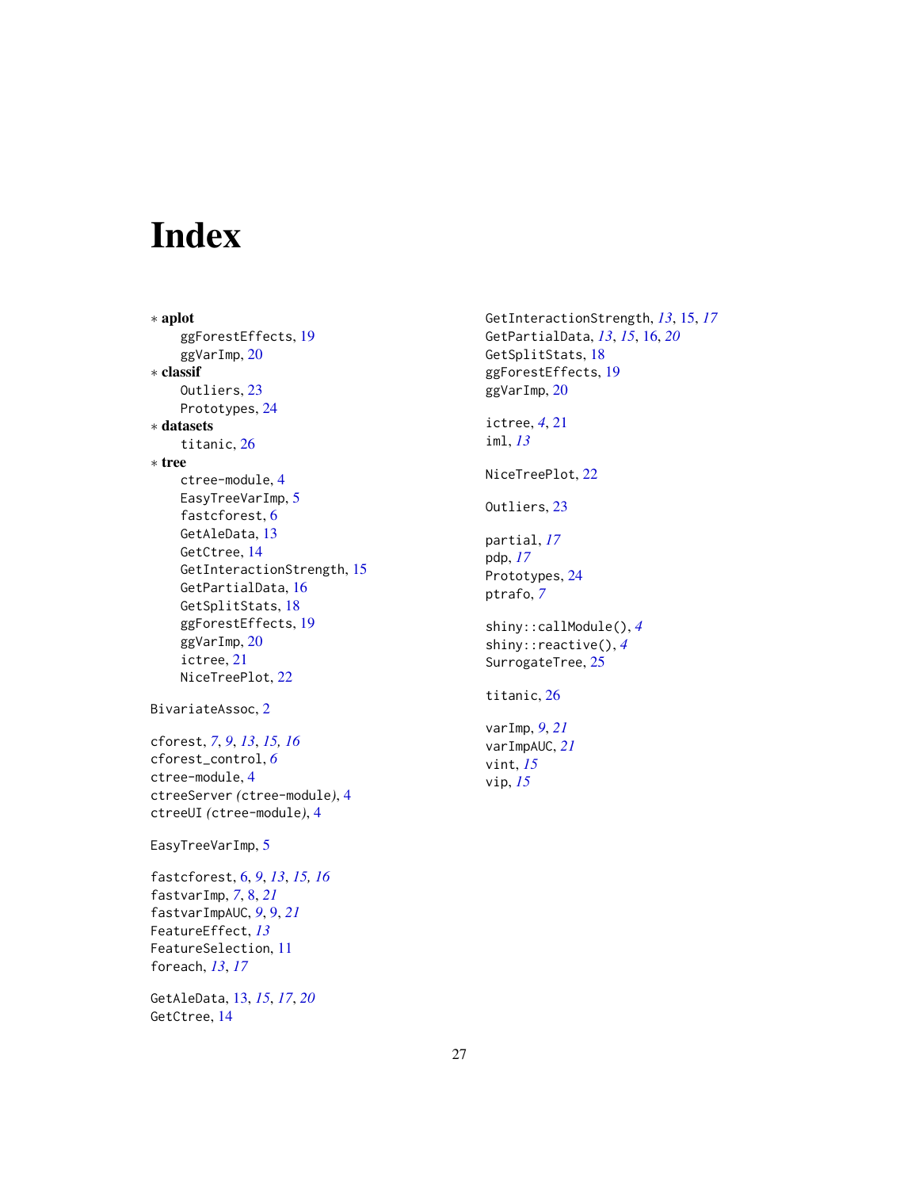# Index

∗ **aplot**
  ggForestEffects, 19
  ggVarImp, 20
∗ **classif**
  Outliers, 23
  Prototypes, 24
∗ **datasets**
  titanic, 26
∗ **tree**
  ctree-module, 4
  EasyTreeVarImp, 5
  fastcforest, 6
  GetAleData, 13
  GetCtree, 14
  GetInteractionStrength, 15
  GetPartialData, 16
  GetSplitStats, 18
  ggForestEffects, 19
  ggVarImp, 20
  ictree, 21
  NiceTreePlot, 22

BivariateAssoc, 2

cforest, *7*, *9*, *13*, *15, 16*
cforest_control, *6*
ctree-module, 4
ctreeServer *(*ctree-module*)*, 4
ctreeUI *(*ctree-module*)*, 4

EasyTreeVarImp, 5

fastcforest, 6, *9*, *13*, *15, 16*
fastvarImp, *7*, 8, *21*
fastvarImpAUC, *9*, 9, *21*
FeatureEffect, *13*
FeatureSelection, 11
foreach, *13*, *17*

GetAleData, 13, *15*, *17*, *20*
GetCtree, 14
GetInteractionStrength, *13*, 15, *17*
GetPartialData, *13*, *15*, 16, *20*
GetSplitStats, 18
ggForestEffects, 19
ggVarImp, 20

ictree, *4*, 21
iml, *13*

NiceTreePlot, 22

Outliers, 23

partial, *17*
pdp, *17*
Prototypes, 24
ptrafo, *7*

shiny::callModule(), *4*
shiny::reactive(), *4*
SurrogateTree, 25

titanic, 26

varImp, *9*, *21*
varImpAUC, *21*
vint, *15*
vip, *15*